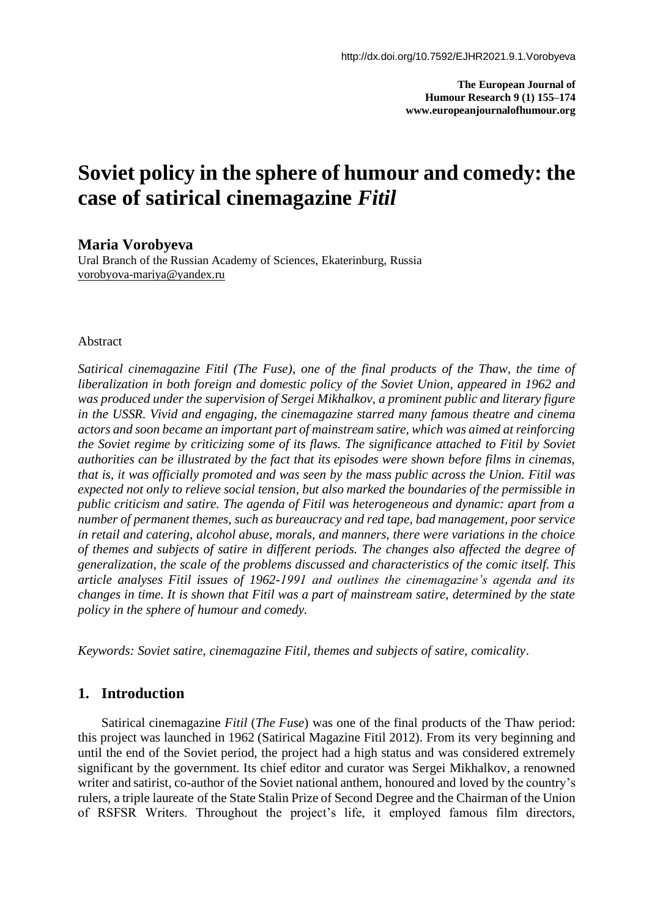http://dx.doi.org/10.7592/EJHR2021.9.1.Vorobyeva

**The European Journal of Humour Research 9 (1) 155–174**
**www.europeanjournalofhumour.org**

# Soviet policy in the sphere of humour and comedy: the case of satirical cinemagazine *Fitil*

**Maria Vorobyeva**
Ural Branch of the Russian Academy of Sciences, Ekaterinburg, Russia
vorobyova-mariya@yandex.ru

Abstract

*Satirical cinemagazine Fitil (The Fuse), one of the final products of the Thaw, the time of liberalization in both foreign and domestic policy of the Soviet Union, appeared in 1962 and was produced under the supervision of Sergei Mikhalkov, a prominent public and literary figure in the USSR. Vivid and engaging, the cinemagazine starred many famous theatre and cinema actors and soon became an important part of mainstream satire, which was aimed at reinforcing the Soviet regime by criticizing some of its flaws. The significance attached to Fitil by Soviet authorities can be illustrated by the fact that its episodes were shown before films in cinemas, that is, it was officially promoted and was seen by the mass public across the Union. Fitil was expected not only to relieve social tension, but also marked the boundaries of the permissible in public criticism and satire. The agenda of Fitil was heterogeneous and dynamic: apart from a number of permanent themes, such as bureaucracy and red tape, bad management, poor service in retail and catering, alcohol abuse, morals, and manners, there were variations in the choice of themes and subjects of satire in different periods. The changes also affected the degree of generalization, the scale of the problems discussed and characteristics of the comic itself. This article analyses Fitil issues of 1962-1991 and outlines the cinemagazine's agenda and its changes in time. It is shown that Fitil was a part of mainstream satire, determined by the state policy in the sphere of humour and comedy.*

*Keywords: Soviet satire, cinemagazine Fitil, themes and subjects of satire, comicality*.

## 1. Introduction

Satirical cinemagazine *Fitil* (*The Fuse*) was one of the final products of the Thaw period: this project was launched in 1962 (Satirical Magazine Fitil 2012). From its very beginning and until the end of the Soviet period, the project had a high status and was considered extremely significant by the government. Its chief editor and curator was Sergei Mikhalkov, a renowned writer and satirist, co-author of the Soviet national anthem, honoured and loved by the country's rulers, a triple laureate of the State Stalin Prize of Second Degree and the Chairman of the Union of RSFSR Writers. Throughout the project's life, it employed famous film directors,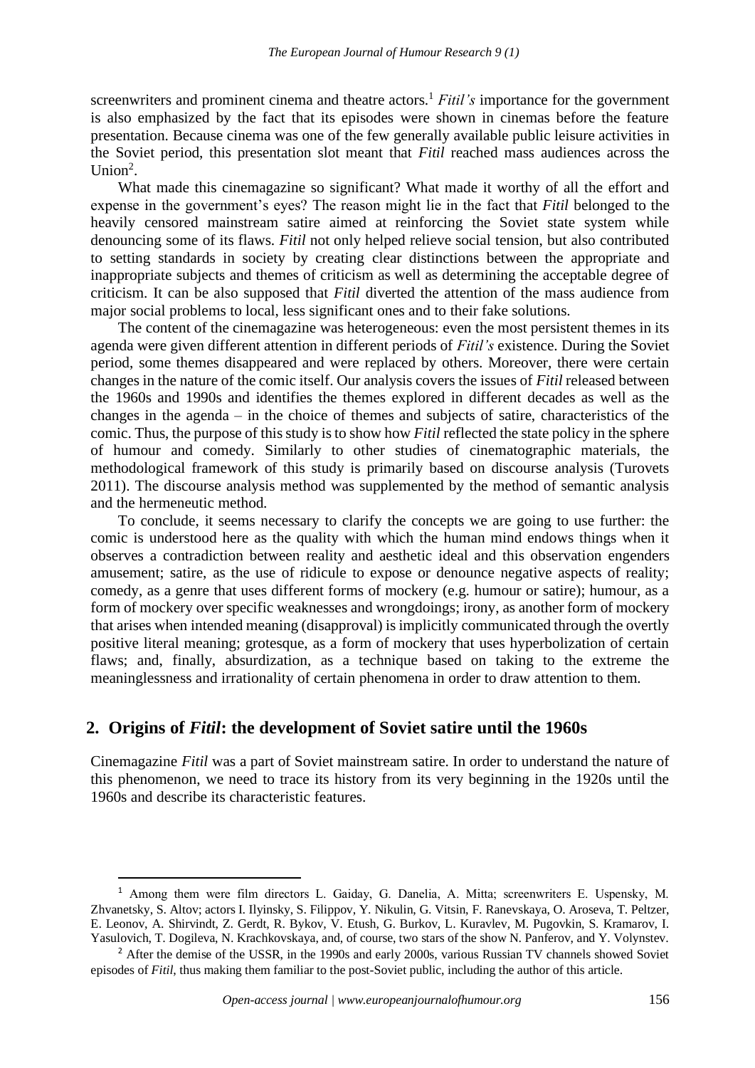screenwriters and prominent cinema and theatre actors.[1] *Fitil's* importance for the government is also emphasized by the fact that its episodes were shown in cinemas before the feature presentation. Because cinema was one of the few generally available public leisure activities in the Soviet period, this presentation slot meant that *Fitil* reached mass audiences across the Union[2].

What made this cinemagazine so significant? What made it worthy of all the effort and expense in the government's eyes? The reason might lie in the fact that *Fitil* belonged to the heavily censored mainstream satire aimed at reinforcing the Soviet state system while denouncing some of its flaws. *Fitil* not only helped relieve social tension, but also contributed to setting standards in society by creating clear distinctions between the appropriate and inappropriate subjects and themes of criticism as well as determining the acceptable degree of criticism. It can be also supposed that *Fitil* diverted the attention of the mass audience from major social problems to local, less significant ones and to their fake solutions.

The content of the cinemagazine was heterogeneous: even the most persistent themes in its agenda were given different attention in different periods of *Fitil's* existence. During the Soviet period, some themes disappeared and were replaced by others. Moreover, there were certain changes in the nature of the comic itself. Our analysis covers the issues of *Fitil* released between the 1960s and 1990s and identifies the themes explored in different decades as well as the changes in the agenda – in the choice of themes and subjects of satire, characteristics of the comic. Thus, the purpose of this study is to show how *Fitil* reflected the state policy in the sphere of humour and comedy. Similarly to other studies of cinematographic materials, the methodological framework of this study is primarily based on discourse analysis (Turovets 2011). The discourse analysis method was supplemented by the method of semantic analysis and the hermeneutic method.

To conclude, it seems necessary to clarify the concepts we are going to use further: the comic is understood here as the quality with which the human mind endows things when it observes a contradiction between reality and aesthetic ideal and this observation engenders amusement; satire, as the use of ridicule to expose or denounce negative aspects of reality; comedy, as a genre that uses different forms of mockery (e.g. humour or satire); humour, as a form of mockery over specific weaknesses and wrongdoings; irony, as another form of mockery that arises when intended meaning (disapproval) is implicitly communicated through the overtly positive literal meaning; grotesque, as a form of mockery that uses hyperbolization of certain flaws; and, finally, absurdization, as a technique based on taking to the extreme the meaninglessness and irrationality of certain phenomena in order to draw attention to them.

## 2. Origins of *Fitil*: the development of Soviet satire until the 1960s

Cinemagazine *Fitil* was a part of Soviet mainstream satire. In order to understand the nature of this phenomenon, we need to trace its history from its very beginning in the 1920s until the 1960s and describe its characteristic features.

---

[1] Among them were film directors L. Gaiday, G. Danelia, A. Mitta; screenwriters E. Uspensky, M. Zhvanetsky, S. Altov; actors I. Ilyinsky, S. Filippov, Y. Nikulin, G. Vitsin, F. Ranevskaya, O. Aroseva, T. Peltzer, E. Leonov, A. Shirvindt, Z. Gerdt, R. Bykov, V. Etush, G. Burkov, L. Kuravlev, M. Pugovkin, S. Kramarov, I. Yasulovich, T. Dogileva, N. Krachkovskaya, and, of course, two stars of the show N. Panferov, and Y. Volynstev.

[2] After the demise of the USSR, in the 1990s and early 2000s, various Russian TV channels showed Soviet episodes of *Fitil*, thus making them familiar to the post-Soviet public, including the author of this article.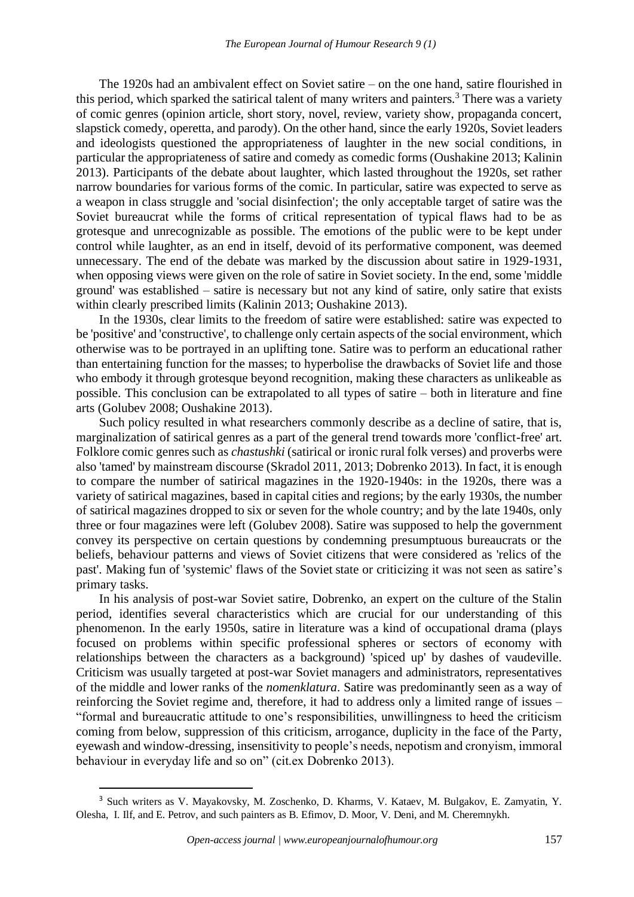The 1920s had an ambivalent effect on Soviet satire – on the one hand, satire flourished in this period, which sparked the satirical talent of many writers and painters.[3] There was a variety of comic genres (opinion article, short story, novel, review, variety show, propaganda concert, slapstick comedy, operetta, and parody). On the other hand, since the early 1920s, Soviet leaders and ideologists questioned the appropriateness of laughter in the new social conditions, in particular the appropriateness of satire and comedy as comedic forms (Oushakine 2013; Kalinin 2013). Participants of the debate about laughter, which lasted throughout the 1920s, set rather narrow boundaries for various forms of the comic. In particular, satire was expected to serve as a weapon in class struggle and 'social disinfection'; the only acceptable target of satire was the Soviet bureaucrat while the forms of critical representation of typical flaws had to be as grotesque and unrecognizable as possible. The emotions of the public were to be kept under control while laughter, as an end in itself, devoid of its performative component, was deemed unnecessary. The end of the debate was marked by the discussion about satire in 1929-1931, when opposing views were given on the role of satire in Soviet society. In the end, some 'middle ground' was established – satire is necessary but not any kind of satire, only satire that exists within clearly prescribed limits (Kalinin 2013; Oushakine 2013).

In the 1930s, clear limits to the freedom of satire were established: satire was expected to be 'positive' and 'constructive', to challenge only certain aspects of the social environment, which otherwise was to be portrayed in an uplifting tone. Satire was to perform an educational rather than entertaining function for the masses; to hyperbolise the drawbacks of Soviet life and those who embody it through grotesque beyond recognition, making these characters as unlikeable as possible. This conclusion can be extrapolated to all types of satire – both in literature and fine arts (Golubev 2008; Oushakine 2013).

Such policy resulted in what researchers commonly describe as a decline of satire, that is, marginalization of satirical genres as a part of the general trend towards more 'conflict-free' art. Folklore comic genres such as *chastushki* (satirical or ironic rural folk verses) and proverbs were also 'tamed' by mainstream discourse (Skradol 2011, 2013; Dobrenko 2013). In fact, it is enough to compare the number of satirical magazines in the 1920-1940s: in the 1920s, there was a variety of satirical magazines, based in capital cities and regions; by the early 1930s, the number of satirical magazines dropped to six or seven for the whole country; and by the late 1940s, only three or four magazines were left (Golubev 2008). Satire was supposed to help the government convey its perspective on certain questions by condemning presumptuous bureaucrats or the beliefs, behaviour patterns and views of Soviet citizens that were considered as 'relics of the past'. Making fun of 'systemic' flaws of the Soviet state or criticizing it was not seen as satire's primary tasks.

In his analysis of post-war Soviet satire, Dobrenko, an expert on the culture of the Stalin period, identifies several characteristics which are crucial for our understanding of this phenomenon. In the early 1950s, satire in literature was a kind of occupational drama (plays focused on problems within specific professional spheres or sectors of economy with relationships between the characters as a background) 'spiced up' by dashes of vaudeville. Criticism was usually targeted at post-war Soviet managers and administrators, representatives of the middle and lower ranks of the *nomenklatura*. Satire was predominantly seen as a way of reinforcing the Soviet regime and, therefore, it had to address only a limited range of issues – "formal and bureaucratic attitude to one's responsibilities, unwillingness to heed the criticism coming from below, suppression of this criticism, arrogance, duplicity in the face of the Party, eyewash and window-dressing, insensitivity to people's needs, nepotism and cronyism, immoral behaviour in everyday life and so on" (cit.ex Dobrenko 2013).

[3] Such writers as V. Mayakovsky, M. Zoschenko, D. Kharms, V. Kataev, M. Bulgakov, E. Zamyatin, Y. Olesha, I. Ilf, and E. Petrov, and such painters as B. Efimov, D. Moor, V. Deni, and M. Cheremnykh.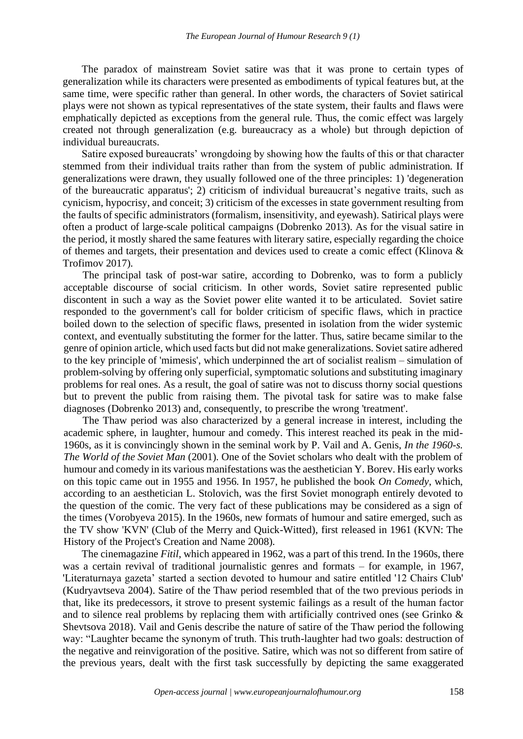The paradox of mainstream Soviet satire was that it was prone to certain types of generalization while its characters were presented as embodiments of typical features but, at the same time, were specific rather than general. In other words, the characters of Soviet satirical plays were not shown as typical representatives of the state system, their faults and flaws were emphatically depicted as exceptions from the general rule. Thus, the comic effect was largely created not through generalization (e.g. bureaucracy as a whole) but through depiction of individual bureaucrats.

Satire exposed bureaucrats' wrongdoing by showing how the faults of this or that character stemmed from their individual traits rather than from the system of public administration. If generalizations were drawn, they usually followed one of the three principles: 1) 'degeneration of the bureaucratic apparatus'; 2) criticism of individual bureaucrat's negative traits, such as cynicism, hypocrisy, and conceit; 3) criticism of the excesses in state government resulting from the faults of specific administrators (formalism, insensitivity, and eyewash). Satirical plays were often a product of large-scale political campaigns (Dobrenko 2013). As for the visual satire in the period, it mostly shared the same features with literary satire, especially regarding the choice of themes and targets, their presentation and devices used to create a comic effect (Klinova & Trofimov 2017).

The principal task of post-war satire, according to Dobrenko, was to form a publicly acceptable discourse of social criticism. In other words, Soviet satire represented public discontent in such a way as the Soviet power elite wanted it to be articulated. Soviet satire responded to the government's call for bolder criticism of specific flaws, which in practice boiled down to the selection of specific flaws, presented in isolation from the wider systemic context, and eventually substituting the former for the latter. Thus, satire became similar to the genre of opinion article, which used facts but did not make generalizations. Soviet satire adhered to the key principle of 'mimesis', which underpinned the art of socialist realism – simulation of problem-solving by offering only superficial, symptomatic solutions and substituting imaginary problems for real ones. As a result, the goal of satire was not to discuss thorny social questions but to prevent the public from raising them. The pivotal task for satire was to make false diagnoses (Dobrenko 2013) and, consequently, to prescribe the wrong 'treatment'.

The Thaw period was also characterized by a general increase in interest, including the academic sphere, in laughter, humour and comedy. This interest reached its peak in the mid-1960s, as it is convincingly shown in the seminal work by P. Vail and A. Genis, *In the 1960-s. The World of the Soviet Man* (2001). One of the Soviet scholars who dealt with the problem of humour and comedy in its various manifestations was the aesthetician Y. Borev. His early works on this topic came out in 1955 and 1956. In 1957, he published the book *On Comedy*, which, according to an aesthetician L. Stolovich, was the first Soviet monograph entirely devoted to the question of the comic. The very fact of these publications may be considered as a sign of the times (Vorobyeva 2015). In the 1960s, new formats of humour and satire emerged, such as the TV show 'KVN' (Club of the Merry and Quick-Witted), first released in 1961 (KVN: The History of the Project's Creation and Name 2008).

The cinemagazine *Fitil*, which appeared in 1962, was a part of this trend. In the 1960s, there was a certain revival of traditional journalistic genres and formats – for example, in 1967, 'Literaturnaya gazeta' started a section devoted to humour and satire entitled '12 Chairs Club' (Kudryavtseva 2004). Satire of the Thaw period resembled that of the two previous periods in that, like its predecessors, it strove to present systemic failings as a result of the human factor and to silence real problems by replacing them with artificially contrived ones (see Grinko & Shevtsova 2018). Vail and Genis describe the nature of satire of the Thaw period the following way: "Laughter became the synonym of truth. This truth-laughter had two goals: destruction of the negative and reinvigoration of the positive. Satire, which was not so different from satire of the previous years, dealt with the first task successfully by depicting the same exaggerated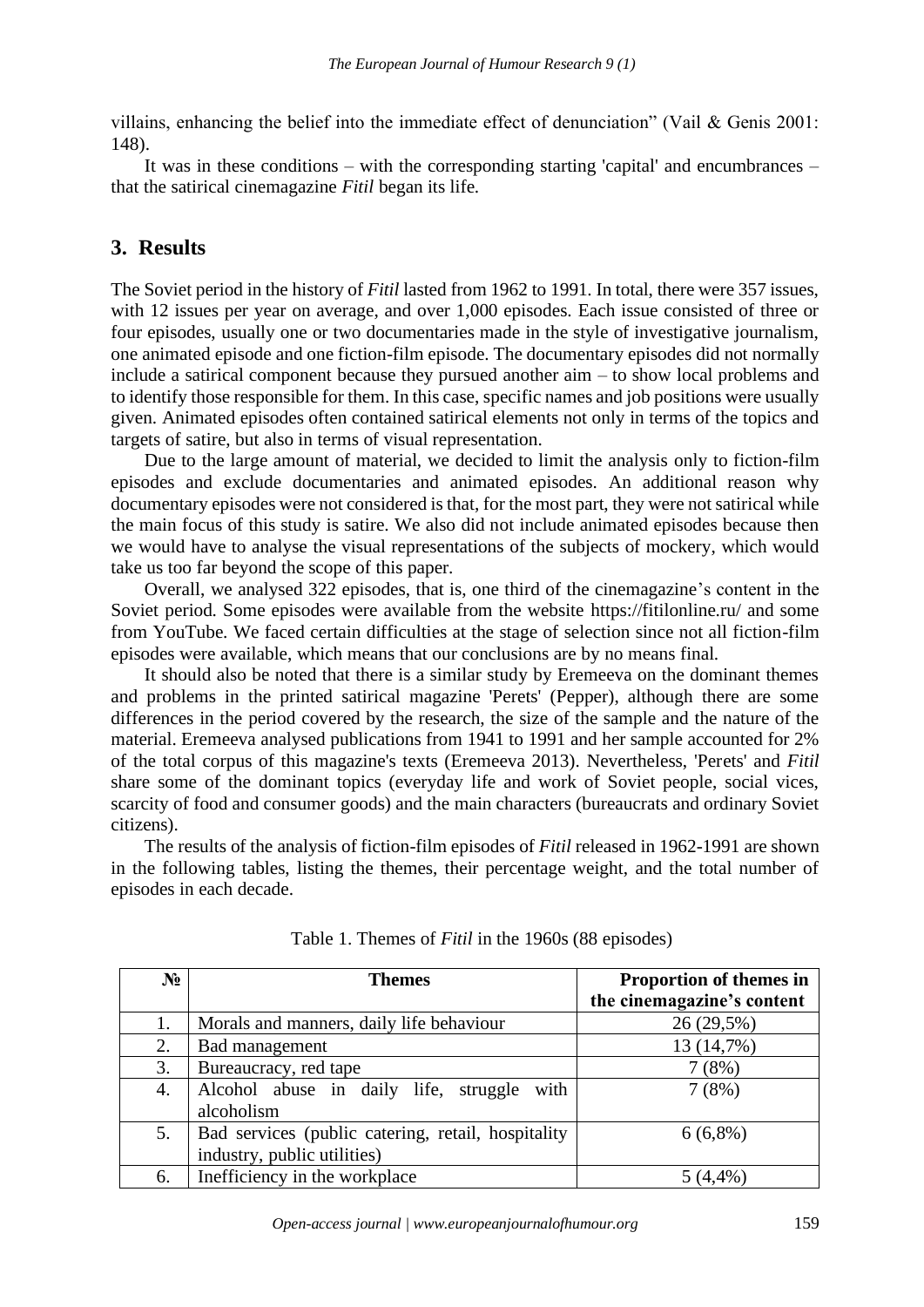villains, enhancing the belief into the immediate effect of denunciation" (Vail & Genis 2001: 148).

It was in these conditions – with the corresponding starting 'capital' and encumbrances – that the satirical cinemagazine *Fitil* began its life.

## 3. Results

The Soviet period in the history of *Fitil* lasted from 1962 to 1991. In total, there were 357 issues, with 12 issues per year on average, and over 1,000 episodes. Each issue consisted of three or four episodes, usually one or two documentaries made in the style of investigative journalism, one animated episode and one fiction-film episode. The documentary episodes did not normally include a satirical component because they pursued another aim – to show local problems and to identify those responsible for them. In this case, specific names and job positions were usually given. Animated episodes often contained satirical elements not only in terms of the topics and targets of satire, but also in terms of visual representation.

Due to the large amount of material, we decided to limit the analysis only to fiction-film episodes and exclude documentaries and animated episodes. An additional reason why documentary episodes were not considered is that, for the most part, they were not satirical while the main focus of this study is satire. We also did not include animated episodes because then we would have to analyse the visual representations of the subjects of mockery, which would take us too far beyond the scope of this paper.

Overall, we analysed 322 episodes, that is, one third of the cinemagazine's content in the Soviet period. Some episodes were available from the website https://fitilonline.ru/ and some from YouTube. We faced certain difficulties at the stage of selection since not all fiction-film episodes were available, which means that our conclusions are by no means final.

It should also be noted that there is a similar study by Eremeeva on the dominant themes and problems in the printed satirical magazine 'Perets' (Pepper), although there are some differences in the period covered by the research, the size of the sample and the nature of the material. Eremeeva analysed publications from 1941 to 1991 and her sample accounted for 2% of the total corpus of this magazine's texts (Eremeeva 2013). Nevertheless, 'Perets' and *Fitil* share some of the dominant topics (everyday life and work of Soviet people, social vices, scarcity of food and consumer goods) and the main characters (bureaucrats and ordinary Soviet citizens).

The results of the analysis of fiction-film episodes of *Fitil* released in 1962-1991 are shown in the following tables, listing the themes, their percentage weight, and the total number of episodes in each decade.

Table 1. Themes of *Fitil* in the 1960s (88 episodes)

| № | Themes | Proportion of themes in the cinemagazine's content |
|---|---|---|
| 1. | Morals and manners, daily life behaviour | 26 (29,5%) |
| 2. | Bad management | 13 (14,7%) |
| 3. | Bureaucracy, red tape | 7 (8%) |
| 4. | Alcohol abuse in daily life, struggle with alcoholism | 7 (8%) |
| 5. | Bad services (public catering, retail, hospitality industry, public utilities) | 6 (6,8%) |
| 6. | Inefficiency in the workplace | 5 (4,4%) |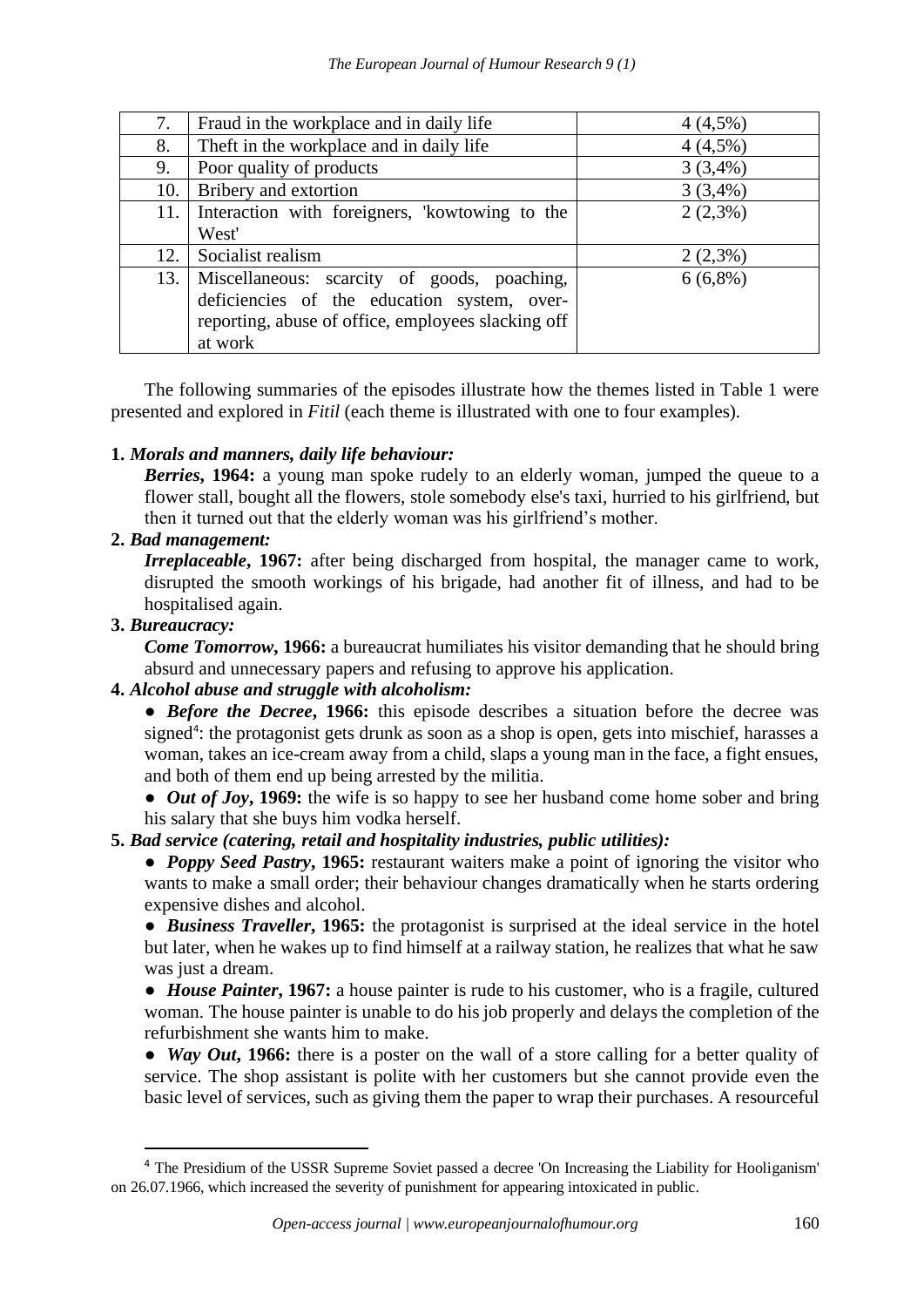| 7. | Fraud in the workplace and in daily life | 4 (4,5%) |
|---|---|---|
| 8. | Theft in the workplace and in daily life | 4 (4,5%) |
| 9. | Poor quality of products | 3 (3,4%) |
| 10. | Bribery and extortion | 3 (3,4%) |
| 11. | Interaction with foreigners, 'kowtowing to the West' | 2 (2,3%) |
| 12. | Socialist realism | 2 (2,3%) |
| 13. | Miscellaneous: scarcity of goods, poaching, deficiencies of the education system, over-reporting, abuse of office, employees slacking off at work | 6 (6,8%) |

The following summaries of the episodes illustrate how the themes listed in Table 1 were presented and explored in *Fitil* (each theme is illustrated with one to four examples).

**1.** ***Morals and manners, daily life behaviour:***

***Berries*, 1964:** a young man spoke rudely to an elderly woman, jumped the queue to a flower stall, bought all the flowers, stole somebody else's taxi, hurried to his girlfriend, but then it turned out that the elderly woman was his girlfriend's mother.

**2.** ***Bad management:***

***Irreplaceable*, 1967:** after being discharged from hospital, the manager came to work, disrupted the smooth workings of his brigade, had another fit of illness, and had to be hospitalised again.

**3.** ***Bureaucracy:***

***Come Tomorrow*, 1966:** a bureaucrat humiliates his visitor demanding that he should bring absurd and unnecessary papers and refusing to approve his application.

**4.** ***Alcohol abuse and struggle with alcoholism:***

- ***Before the Decree*, 1966:** this episode describes a situation before the decree was signed[4]: the protagonist gets drunk as soon as a shop is open, gets into mischief, harasses a woman, takes an ice-cream away from a child, slaps a young man in the face, a fight ensues, and both of them end up being arrested by the militia.
- ***Out of Joy*, 1969:** the wife is so happy to see her husband come home sober and bring his salary that she buys him vodka herself.

**5.** ***Bad service (catering, retail and hospitality industries, public utilities):***

- ***Poppy Seed Pastry*, 1965:** restaurant waiters make a point of ignoring the visitor who wants to make a small order; their behaviour changes dramatically when he starts ordering expensive dishes and alcohol.
- ***Business Traveller*, 1965:** the protagonist is surprised at the ideal service in the hotel but later, when he wakes up to find himself at a railway station, he realizes that what he saw was just a dream.
- ***House Painter*, 1967:** a house painter is rude to his customer, who is a fragile, cultured woman. The house painter is unable to do his job properly and delays the completion of the refurbishment she wants him to make.
- ***Way Out*, 1966:** there is a poster on the wall of a store calling for a better quality of service. The shop assistant is polite with her customers but she cannot provide even the basic level of services, such as giving them the paper to wrap their purchases. A resourceful

[4] The Presidium of the USSR Supreme Soviet passed a decree 'On Increasing the Liability for Hooliganism' on 26.07.1966, which increased the severity of punishment for appearing intoxicated in public.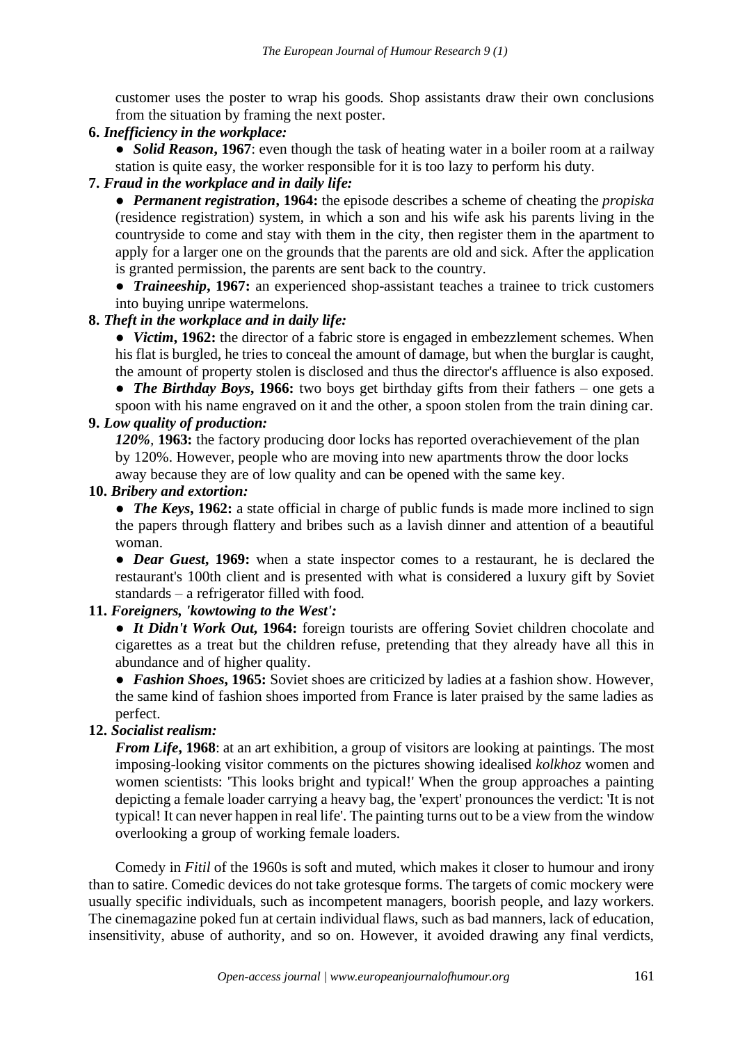customer uses the poster to wrap his goods. Shop assistants draw their own conclusions from the situation by framing the next poster.

**6.** ***Inefficiency in the workplace:***

- ***Solid Reason*, 1967**: even though the task of heating water in a boiler room at a railway station is quite easy, the worker responsible for it is too lazy to perform his duty.

**7.** ***Fraud in the workplace and in daily life:***

- ***Permanent registration*, 1964:** the episode describes a scheme of cheating the *propiska* (residence registration) system, in which a son and his wife ask his parents living in the countryside to come and stay with them in the city, then register them in the apartment to apply for a larger one on the grounds that the parents are old and sick. After the application is granted permission, the parents are sent back to the country.
- ***Traineeship*, 1967:** an experienced shop-assistant teaches a trainee to trick customers into buying unripe watermelons.

**8.** ***Theft in the workplace and in daily life:***

- ***Victim*, 1962:** the director of a fabric store is engaged in embezzlement schemes. When his flat is burgled, he tries to conceal the amount of damage, but when the burglar is caught, the amount of property stolen is disclosed and thus the director's affluence is also exposed.
- ***The Birthday Boys*, 1966:** two boys get birthday gifts from their fathers – one gets a spoon with his name engraved on it and the other, a spoon stolen from the train dining car.

**9.** ***Low quality of production:***

***120%*, 1963:** the factory producing door locks has reported overachievement of the plan by 120%. However, people who are moving into new apartments throw the door locks away because they are of low quality and can be opened with the same key.

**10.** ***Bribery and extortion:***

- ***The Keys*, 1962:** a state official in charge of public funds is made more inclined to sign the papers through flattery and bribes such as a lavish dinner and attention of a beautiful woman.
- ***Dear Guest*, 1969:** when a state inspector comes to a restaurant, he is declared the restaurant's 100th client and is presented with what is considered a luxury gift by Soviet standards – a refrigerator filled with food.

**11.** ***Foreigners, 'kowtowing to the West':***

- ***It Didn't Work Out*, 1964:** foreign tourists are offering Soviet children chocolate and cigarettes as a treat but the children refuse, pretending that they already have all this in abundance and of higher quality.
- ***Fashion Shoes*, 1965:** Soviet shoes are criticized by ladies at a fashion show. However, the same kind of fashion shoes imported from France is later praised by the same ladies as perfect.

**12.** ***Socialist realism:***

***From Life*, 1968**: at an art exhibition, a group of visitors are looking at paintings. The most imposing-looking visitor comments on the pictures showing idealised *kolkhoz* women and women scientists: 'This looks bright and typical!' When the group approaches a painting depicting a female loader carrying a heavy bag, the 'expert' pronounces the verdict: 'It is not typical! It can never happen in real life'. The painting turns out to be a view from the window overlooking a group of working female loaders.

Comedy in *Fitil* of the 1960s is soft and muted, which makes it closer to humour and irony than to satire. Comedic devices do not take grotesque forms. The targets of comic mockery were usually specific individuals, such as incompetent managers, boorish people, and lazy workers. The cinemagazine poked fun at certain individual flaws, such as bad manners, lack of education, insensitivity, abuse of authority, and so on. However, it avoided drawing any final verdicts,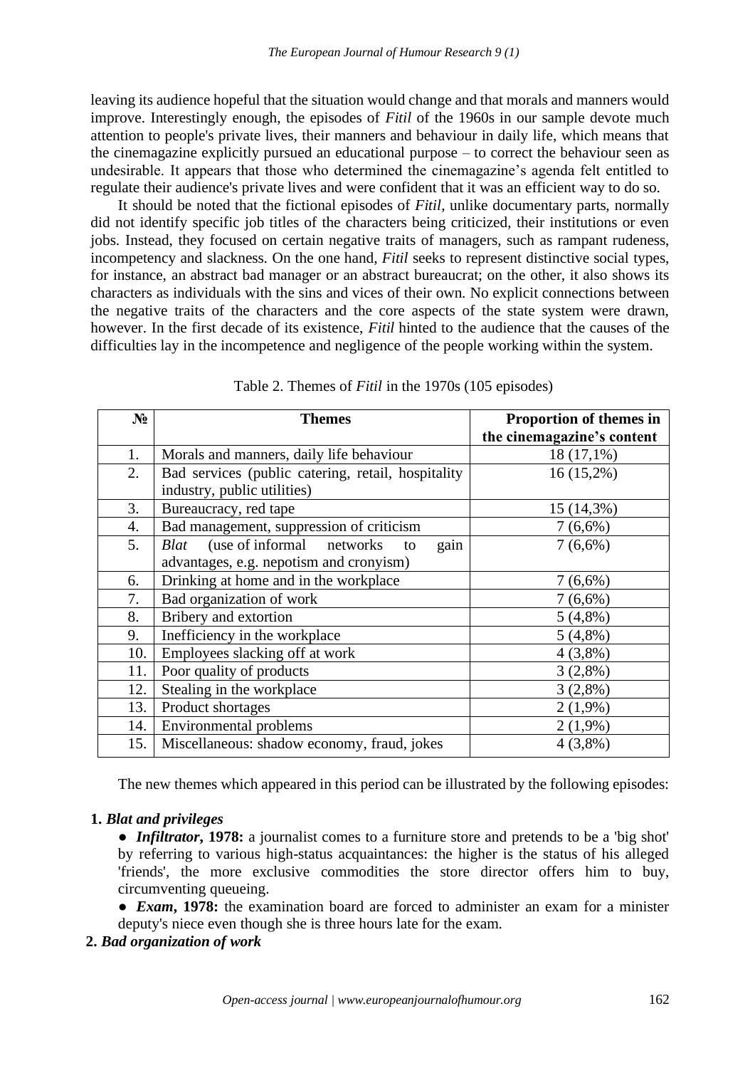leaving its audience hopeful that the situation would change and that morals and manners would improve. Interestingly enough, the episodes of *Fitil* of the 1960s in our sample devote much attention to people's private lives, their manners and behaviour in daily life, which means that the cinemagazine explicitly pursued an educational purpose – to correct the behaviour seen as undesirable. It appears that those who determined the cinemagazine's agenda felt entitled to regulate their audience's private lives and were confident that it was an efficient way to do so.

It should be noted that the fictional episodes of *Fitil*, unlike documentary parts, normally did not identify specific job titles of the characters being criticized, their institutions or even jobs. Instead, they focused on certain negative traits of managers, such as rampant rudeness, incompetency and slackness. On the one hand, *Fitil* seeks to represent distinctive social types, for instance, an abstract bad manager or an abstract bureaucrat; on the other, it also shows its characters as individuals with the sins and vices of their own. No explicit connections between the negative traits of the characters and the core aspects of the state system were drawn, however. In the first decade of its existence, *Fitil* hinted to the audience that the causes of the difficulties lay in the incompetence and negligence of the people working within the system.

Table 2. Themes of *Fitil* in the 1970s (105 episodes)

| № | Themes | Proportion of themes in the cinemagazine's content |
|---|---|---|
| 1. | Morals and manners, daily life behaviour | 18 (17,1%) |
| 2. | Bad services (public catering, retail, hospitality industry, public utilities) | 16 (15,2%) |
| 3. | Bureaucracy, red tape | 15 (14,3%) |
| 4. | Bad management, suppression of criticism | 7 (6,6%) |
| 5. | *Blat* (use of informal networks to gain advantages, e.g. nepotism and cronyism) | 7 (6,6%) |
| 6. | Drinking at home and in the workplace | 7 (6,6%) |
| 7. | Bad organization of work | 7 (6,6%) |
| 8. | Bribery and extortion | 5 (4,8%) |
| 9. | Inefficiency in the workplace | 5 (4,8%) |
| 10. | Employees slacking off at work | 4 (3,8%) |
| 11. | Poor quality of products | 3 (2,8%) |
| 12. | Stealing in the workplace | 3 (2,8%) |
| 13. | Product shortages | 2 (1,9%) |
| 14. | Environmental problems | 2 (1,9%) |
| 15. | Miscellaneous: shadow economy, fraud, jokes | 4 (3,8%) |

The new themes which appeared in this period can be illustrated by the following episodes:

**1.** ***Blat and privileges***

- ***Infiltrator*, 1978:** a journalist comes to a furniture store and pretends to be a 'big shot' by referring to various high-status acquaintances: the higher is the status of his alleged 'friends', the more exclusive commodities the store director offers him to buy, circumventing queueing.
- ***Exam*, 1978:** the examination board are forced to administer an exam for a minister deputy's niece even though she is three hours late for the exam.

**2.** ***Bad organization of work***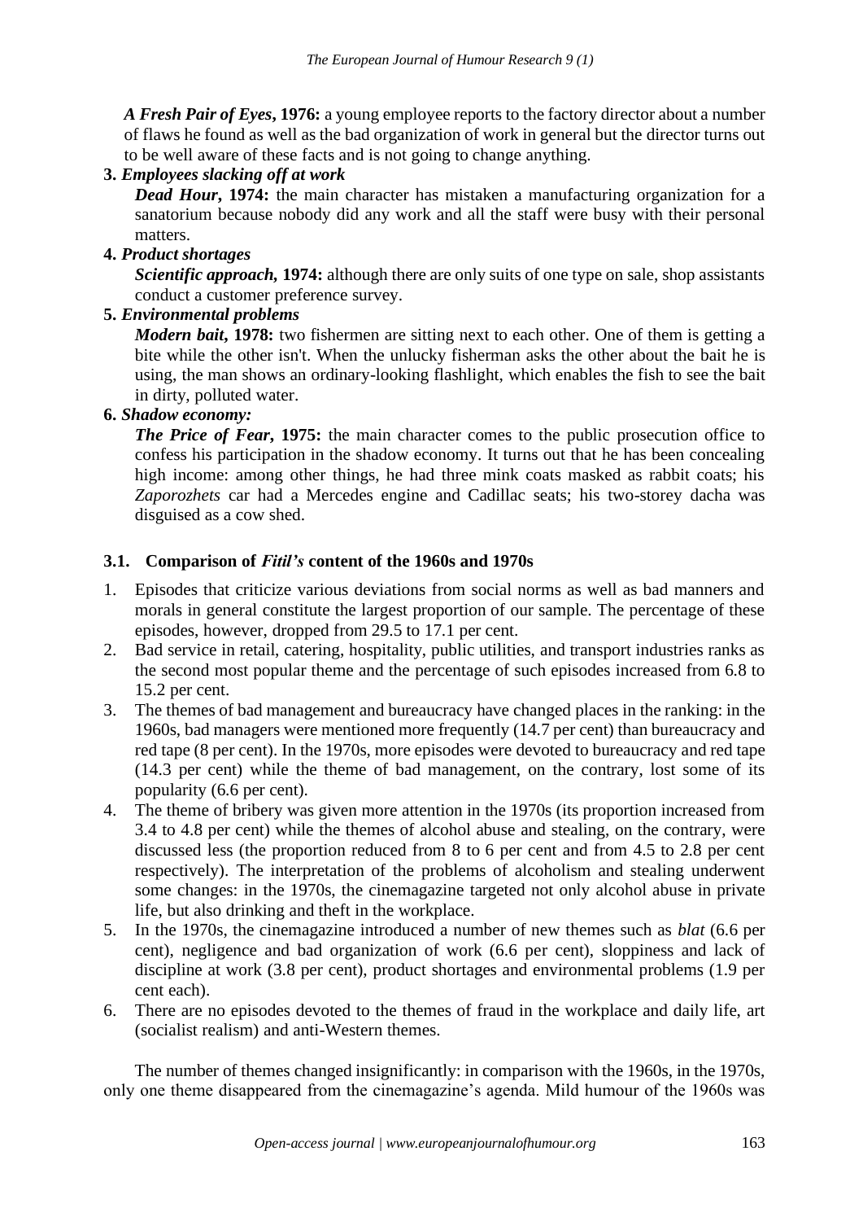*A Fresh Pair of Eyes***, 1976:** a young employee reports to the factory director about a number of flaws he found as well as the bad organization of work in general but the director turns out to be well aware of these facts and is not going to change anything.

**3.** ***Employees slacking off at work***

*Dead Hour***, 1974:** the main character has mistaken a manufacturing organization for a sanatorium because nobody did any work and all the staff were busy with their personal matters.

**4.** ***Product shortages***

*Scientific approach***, 1974:** although there are only suits of one type on sale, shop assistants conduct a customer preference survey.

**5.** ***Environmental problems***

*Modern bait***, 1978:** two fishermen are sitting next to each other. One of them is getting a bite while the other isn't. When the unlucky fisherman asks the other about the bait he is using, the man shows an ordinary-looking flashlight, which enables the fish to see the bait in dirty, polluted water.

**6.** ***Shadow economy:***

*The Price of Fear***, 1975:** the main character comes to the public prosecution office to confess his participation in the shadow economy. It turns out that he has been concealing high income: among other things, he had three mink coats masked as rabbit coats; his *Zaporozhets* car had a Mercedes engine and Cadillac seats; his two-storey dacha was disguised as a cow shed.

### 3.1. Comparison of *Fitil's* content of the 1960s and 1970s

1. Episodes that criticize various deviations from social norms as well as bad manners and morals in general constitute the largest proportion of our sample. The percentage of these episodes, however, dropped from 29.5 to 17.1 per cent.
2. Bad service in retail, catering, hospitality, public utilities, and transport industries ranks as the second most popular theme and the percentage of such episodes increased from 6.8 to 15.2 per cent.
3. The themes of bad management and bureaucracy have changed places in the ranking: in the 1960s, bad managers were mentioned more frequently (14.7 per cent) than bureaucracy and red tape (8 per cent). In the 1970s, more episodes were devoted to bureaucracy and red tape (14.3 per cent) while the theme of bad management, on the contrary, lost some of its popularity (6.6 per cent).
4. The theme of bribery was given more attention in the 1970s (its proportion increased from 3.4 to 4.8 per cent) while the themes of alcohol abuse and stealing, on the contrary, were discussed less (the proportion reduced from 8 to 6 per cent and from 4.5 to 2.8 per cent respectively). The interpretation of the problems of alcoholism and stealing underwent some changes: in the 1970s, the cinemagazine targeted not only alcohol abuse in private life, but also drinking and theft in the workplace.
5. In the 1970s, the cinemagazine introduced a number of new themes such as *blat* (6.6 per cent), negligence and bad organization of work (6.6 per cent), sloppiness and lack of discipline at work (3.8 per cent), product shortages and environmental problems (1.9 per cent each).
6. There are no episodes devoted to the themes of fraud in the workplace and daily life, art (socialist realism) and anti-Western themes.

The number of themes changed insignificantly: in comparison with the 1960s, in the 1970s, only one theme disappeared from the cinemagazine's agenda. Mild humour of the 1960s was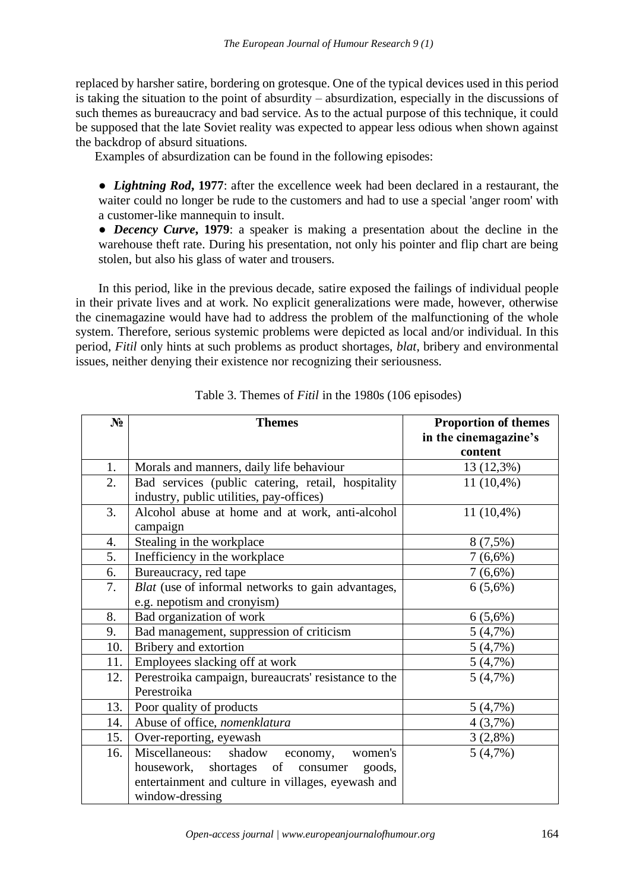replaced by harsher satire, bordering on grotesque. One of the typical devices used in this period is taking the situation to the point of absurdity – absurdization, especially in the discussions of such themes as bureaucracy and bad service. As to the actual purpose of this technique, it could be supposed that the late Soviet reality was expected to appear less odious when shown against the backdrop of absurd situations.

Examples of absurdization can be found in the following episodes:

- ***Lightning Rod*, 1977**: after the excellence week had been declared in a restaurant, the waiter could no longer be rude to the customers and had to use a special 'anger room' with a customer-like mannequin to insult.
- ***Decency Curve*, 1979**: a speaker is making a presentation about the decline in the warehouse theft rate. During his presentation, not only his pointer and flip chart are being stolen, but also his glass of water and trousers.

In this period, like in the previous decade, satire exposed the failings of individual people in their private lives and at work. No explicit generalizations were made, however, otherwise the cinemagazine would have had to address the problem of the malfunctioning of the whole system. Therefore, serious systemic problems were depicted as local and/or individual. In this period, *Fitil* only hints at such problems as product shortages, *blat*, bribery and environmental issues, neither denying their existence nor recognizing their seriousness.

Table 3. Themes of *Fitil* in the 1980s (106 episodes)

| № | Themes | Proportion of themes in the cinemagazine's content |
|---|---|---|
| 1. | Morals and manners, daily life behaviour | 13 (12,3%) |
| 2. | Bad services (public catering, retail, hospitality industry, public utilities, pay-offices) | 11 (10,4%) |
| 3. | Alcohol abuse at home and at work, anti-alcohol campaign | 11 (10,4%) |
| 4. | Stealing in the workplace | 8 (7,5%) |
| 5. | Inefficiency in the workplace | 7 (6,6%) |
| 6. | Bureaucracy, red tape | 7 (6,6%) |
| 7. | *Blat* (use of informal networks to gain advantages, e.g. nepotism and cronyism) | 6 (5,6%) |
| 8. | Bad organization of work | 6 (5,6%) |
| 9. | Bad management, suppression of criticism | 5 (4,7%) |
| 10. | Bribery and extortion | 5 (4,7%) |
| 11. | Employees slacking off at work | 5 (4,7%) |
| 12. | Perestroika campaign, bureaucrats' resistance to the Perestroika | 5 (4,7%) |
| 13. | Poor quality of products | 5 (4,7%) |
| 14. | Abuse of office, *nomenklatura* | 4 (3,7%) |
| 15. | Over-reporting, eyewash | 3 (2,8%) |
| 16. | Miscellaneous: shadow economy, women's housework, shortages of consumer goods, entertainment and culture in villages, eyewash and window-dressing | 5 (4,7%) |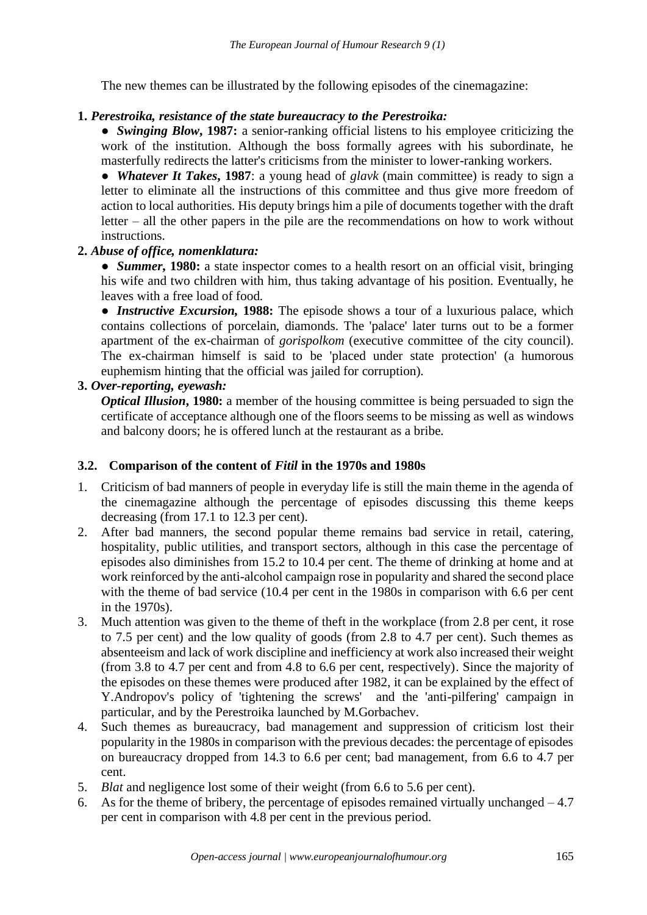The new themes can be illustrated by the following episodes of the cinemagazine:

**1.** ***Perestroika, resistance of the state bureaucracy to the Perestroika:***

- ***Swinging Blow*, 1987:** a senior-ranking official listens to his employee criticizing the work of the institution. Although the boss formally agrees with his subordinate, he masterfully redirects the latter's criticisms from the minister to lower-ranking workers.
- ***Whatever It Takes*, 1987**: a young head of *glavk* (main committee) is ready to sign a letter to eliminate all the instructions of this committee and thus give more freedom of action to local authorities. His deputy brings him a pile of documents together with the draft letter – all the other papers in the pile are the recommendations on how to work without instructions.

**2.** ***Abuse of office, nomenklatura:***

- ***Summer*, 1980:** a state inspector comes to a health resort on an official visit, bringing his wife and two children with him, thus taking advantage of his position. Eventually, he leaves with a free load of food.
- ***Instructive Excursion*, 1988:** The episode shows a tour of a luxurious palace, which contains collections of porcelain, diamonds. The 'palace' later turns out to be a former apartment of the ex-chairman of *gorispolkom* (executive committee of the city council). The ex-chairman himself is said to be 'placed under state protection' (a humorous euphemism hinting that the official was jailed for corruption).

**3.** ***Over-reporting, eyewash:***

***Optical Illusion*, 1980:** a member of the housing committee is being persuaded to sign the certificate of acceptance although one of the floors seems to be missing as well as windows and balcony doors; he is offered lunch at the restaurant as a bribe.

### 3.2. Comparison of the content of *Fitil* in the 1970s and 1980s

1. Criticism of bad manners of people in everyday life is still the main theme in the agenda of the cinemagazine although the percentage of episodes discussing this theme keeps decreasing (from 17.1 to 12.3 per cent).
2. After bad manners, the second popular theme remains bad service in retail, catering, hospitality, public utilities, and transport sectors, although in this case the percentage of episodes also diminishes from 15.2 to 10.4 per cent. The theme of drinking at home and at work reinforced by the anti-alcohol campaign rose in popularity and shared the second place with the theme of bad service (10.4 per cent in the 1980s in comparison with 6.6 per cent in the 1970s).
3. Much attention was given to the theme of theft in the workplace (from 2.8 per cent, it rose to 7.5 per cent) and the low quality of goods (from 2.8 to 4.7 per cent). Such themes as absenteeism and lack of work discipline and inefficiency at work also increased their weight (from 3.8 to 4.7 per cent and from 4.8 to 6.6 per cent, respectively). Since the majority of the episodes on these themes were produced after 1982, it can be explained by the effect of Y.Andropov's policy of 'tightening the screws' and the 'anti-pilfering' campaign in particular, and by the Perestroika launched by M.Gorbachev.
4. Such themes as bureaucracy, bad management and suppression of criticism lost their popularity in the 1980s in comparison with the previous decades: the percentage of episodes on bureaucracy dropped from 14.3 to 6.6 per cent; bad management, from 6.6 to 4.7 per cent.
5. *Blat* and negligence lost some of their weight (from 6.6 to 5.6 per cent).
6. As for the theme of bribery, the percentage of episodes remained virtually unchanged – 4.7 per cent in comparison with 4.8 per cent in the previous period.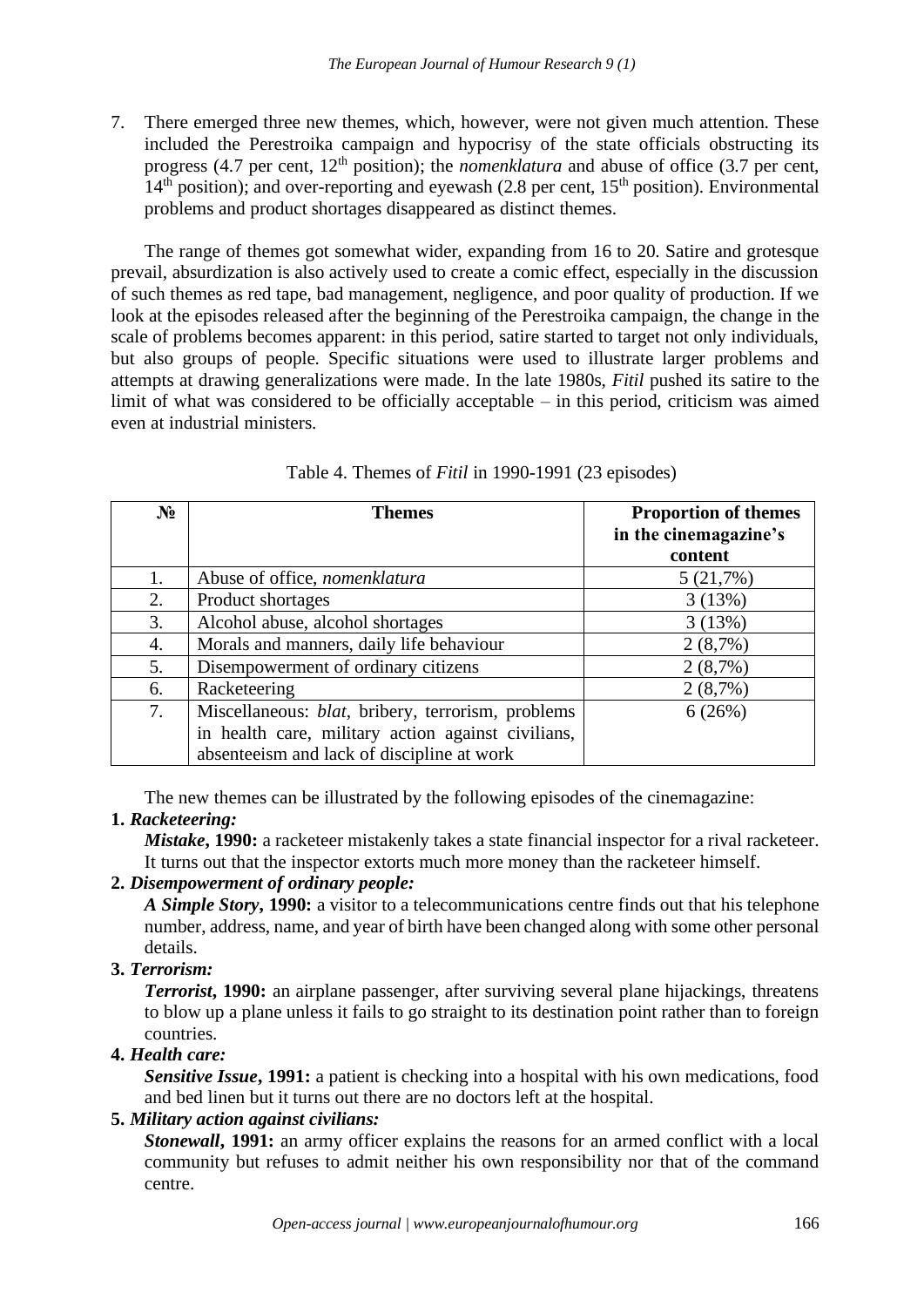7. There emerged three new themes, which, however, were not given much attention. These included the Perestroika campaign and hypocrisy of the state officials obstructing its progress (4.7 per cent, 12th position); the *nomenklatura* and abuse of office (3.7 per cent, 14th position); and over-reporting and eyewash (2.8 per cent, 15th position). Environmental problems and product shortages disappeared as distinct themes.

The range of themes got somewhat wider, expanding from 16 to 20. Satire and grotesque prevail, absurdization is also actively used to create a comic effect, especially in the discussion of such themes as red tape, bad management, negligence, and poor quality of production. If we look at the episodes released after the beginning of the Perestroika campaign, the change in the scale of problems becomes apparent: in this period, satire started to target not only individuals, but also groups of people. Specific situations were used to illustrate larger problems and attempts at drawing generalizations were made. In the late 1980s, *Fitil* pushed its satire to the limit of what was considered to be officially acceptable – in this period, criticism was aimed even at industrial ministers.

Table 4. Themes of *Fitil* in 1990-1991 (23 episodes)

| № | Themes | Proportion of themes in the cinemagazine's content |
|---|---|---|
| 1. | Abuse of office, *nomenklatura* | 5 (21,7%) |
| 2. | Product shortages | 3 (13%) |
| 3. | Alcohol abuse, alcohol shortages | 3 (13%) |
| 4. | Morals and manners, daily life behaviour | 2 (8,7%) |
| 5. | Disempowerment of ordinary citizens | 2 (8,7%) |
| 6. | Racketeering | 2 (8,7%) |
| 7. | Miscellaneous: *blat*, bribery, terrorism, problems in health care, military action against civilians, absenteeism and lack of discipline at work | 6 (26%) |

The new themes can be illustrated by the following episodes of the cinemagazine:

**1. *Racketeering:***

***Mistake*, 1990:** a racketeer mistakenly takes a state financial inspector for a rival racketeer. It turns out that the inspector extorts much more money than the racketeer himself.

**2. *Disempowerment of ordinary people:***

***A Simple Story*, 1990:** a visitor to a telecommunications centre finds out that his telephone number, address, name, and year of birth have been changed along with some other personal details.

**3. *Terrorism:***

***Terrorist*, 1990:** an airplane passenger, after surviving several plane hijackings, threatens to blow up a plane unless it fails to go straight to its destination point rather than to foreign countries.

**4. *Health care:***

***Sensitive Issue*, 1991:** a patient is checking into a hospital with his own medications, food and bed linen but it turns out there are no doctors left at the hospital.

**5. *Military action against civilians:***

***Stonewall*, 1991:** an army officer explains the reasons for an armed conflict with a local community but refuses to admit neither his own responsibility nor that of the command centre.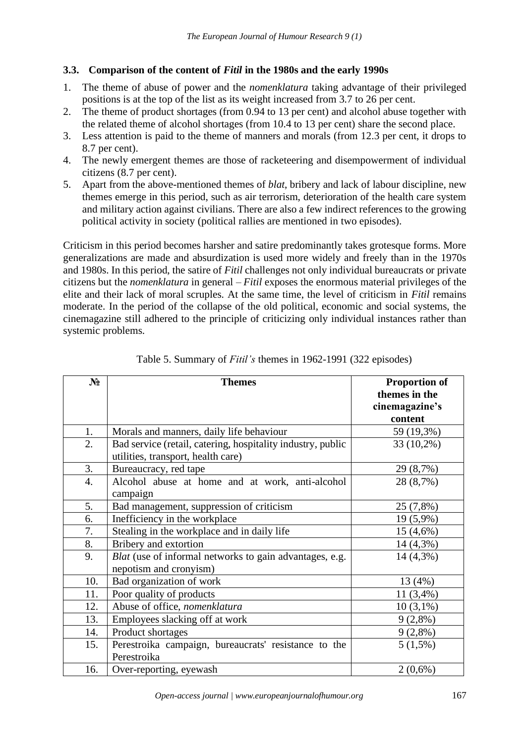### 3.3. Comparison of the content of *Fitil* in the 1980s and the early 1990s

1. The theme of abuse of power and the *nomenklatura* taking advantage of their privileged positions is at the top of the list as its weight increased from 3.7 to 26 per cent.
2. The theme of product shortages (from 0.94 to 13 per cent) and alcohol abuse together with the related theme of alcohol shortages (from 10.4 to 13 per cent) share the second place.
3. Less attention is paid to the theme of manners and morals (from 12.3 per cent, it drops to 8.7 per cent).
4. The newly emergent themes are those of racketeering and disempowerment of individual citizens (8.7 per cent).
5. Apart from the above-mentioned themes of *blat*, bribery and lack of labour discipline, new themes emerge in this period, such as air terrorism, deterioration of the health care system and military action against civilians. There are also a few indirect references to the growing political activity in society (political rallies are mentioned in two episodes).

Criticism in this period becomes harsher and satire predominantly takes grotesque forms. More generalizations are made and absurdization is used more widely and freely than in the 1970s and 1980s. In this period, the satire of *Fitil* challenges not only individual bureaucrats or private citizens but the *nomenklatura* in general – *Fitil* exposes the enormous material privileges of the elite and their lack of moral scruples. At the same time, the level of criticism in *Fitil* remains moderate. In the period of the collapse of the old political, economic and social systems, the cinemagazine still adhered to the principle of criticizing only individual instances rather than systemic problems.

Table 5. Summary of *Fitil's* themes in 1962-1991 (322 episodes)

| № | Themes | Proportion of themes in the cinemagazine's content |
|---|---|---|
| 1. | Morals and manners, daily life behaviour | 59 (19,3%) |
| 2. | Bad service (retail, catering, hospitality industry, public utilities, transport, health care) | 33 (10,2%) |
| 3. | Bureaucracy, red tape | 29 (8,7%) |
| 4. | Alcohol abuse at home and at work, anti-alcohol campaign | 28 (8,7%) |
| 5. | Bad management, suppression of criticism | 25 (7,8%) |
| 6. | Inefficiency in the workplace | 19 (5,9%) |
| 7. | Stealing in the workplace and in daily life | 15 (4,6%) |
| 8. | Bribery and extortion | 14 (4,3%) |
| 9. | *Blat* (use of informal networks to gain advantages, e.g. nepotism and cronyism) | 14 (4,3%) |
| 10. | Bad organization of work | 13 (4%) |
| 11. | Poor quality of products | 11 (3,4%) |
| 12. | Abuse of office, *nomenklatura* | 10 (3,1%) |
| 13. | Employees slacking off at work | 9 (2,8%) |
| 14. | Product shortages | 9 (2,8%) |
| 15. | Perestroika campaign, bureaucrats' resistance to the Perestroika | 5 (1,5%) |
| 16. | Over-reporting, eyewash | 2 (0,6%) |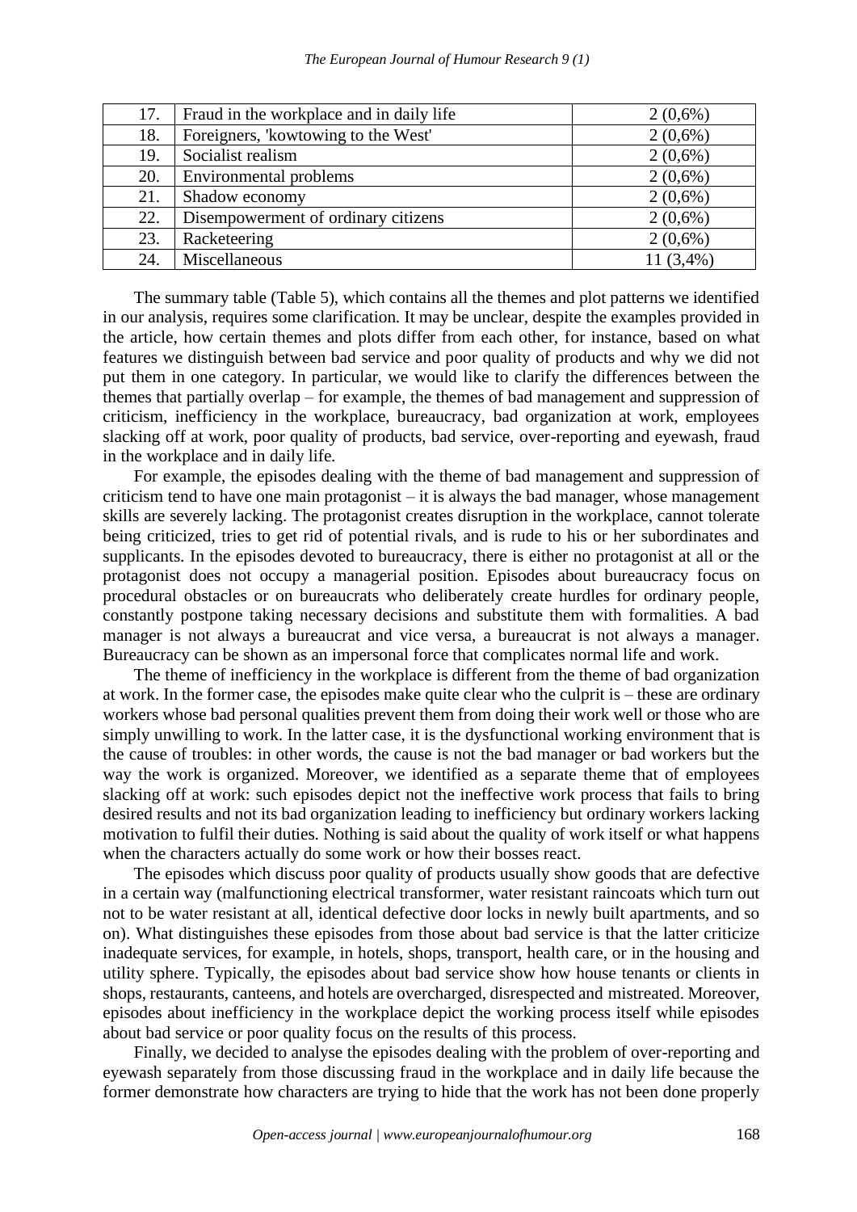| 17. | Fraud in the workplace and in daily life | 2 (0,6%) |
|---|---|---|
| 18. | Foreigners, 'kowtowing to the West' | 2 (0,6%) |
| 19. | Socialist realism | 2 (0,6%) |
| 20. | Environmental problems | 2 (0,6%) |
| 21. | Shadow economy | 2 (0,6%) |
| 22. | Disempowerment of ordinary citizens | 2 (0,6%) |
| 23. | Racketeering | 2 (0,6%) |
| 24. | Miscellaneous | 11 (3,4%) |

The summary table (Table 5), which contains all the themes and plot patterns we identified in our analysis, requires some clarification. It may be unclear, despite the examples provided in the article, how certain themes and plots differ from each other, for instance, based on what features we distinguish between bad service and poor quality of products and why we did not put them in one category. In particular, we would like to clarify the differences between the themes that partially overlap – for example, the themes of bad management and suppression of criticism, inefficiency in the workplace, bureaucracy, bad organization at work, employees slacking off at work, poor quality of products, bad service, over-reporting and eyewash, fraud in the workplace and in daily life.

For example, the episodes dealing with the theme of bad management and suppression of criticism tend to have one main protagonist – it is always the bad manager, whose management skills are severely lacking. The protagonist creates disruption in the workplace, cannot tolerate being criticized, tries to get rid of potential rivals, and is rude to his or her subordinates and supplicants. In the episodes devoted to bureaucracy, there is either no protagonist at all or the protagonist does not occupy a managerial position. Episodes about bureaucracy focus on procedural obstacles or on bureaucrats who deliberately create hurdles for ordinary people, constantly postpone taking necessary decisions and substitute them with formalities. A bad manager is not always a bureaucrat and vice versa, a bureaucrat is not always a manager. Bureaucracy can be shown as an impersonal force that complicates normal life and work.

The theme of inefficiency in the workplace is different from the theme of bad organization at work. In the former case, the episodes make quite clear who the culprit is – these are ordinary workers whose bad personal qualities prevent them from doing their work well or those who are simply unwilling to work. In the latter case, it is the dysfunctional working environment that is the cause of troubles: in other words, the cause is not the bad manager or bad workers but the way the work is organized. Moreover, we identified as a separate theme that of employees slacking off at work: such episodes depict not the ineffective work process that fails to bring desired results and not its bad organization leading to inefficiency but ordinary workers lacking motivation to fulfil their duties. Nothing is said about the quality of work itself or what happens when the characters actually do some work or how their bosses react.

The episodes which discuss poor quality of products usually show goods that are defective in a certain way (malfunctioning electrical transformer, water resistant raincoats which turn out not to be water resistant at all, identical defective door locks in newly built apartments, and so on). What distinguishes these episodes from those about bad service is that the latter criticize inadequate services, for example, in hotels, shops, transport, health care, or in the housing and utility sphere. Typically, the episodes about bad service show how house tenants or clients in shops, restaurants, canteens, and hotels are overcharged, disrespected and mistreated. Moreover, episodes about inefficiency in the workplace depict the working process itself while episodes about bad service or poor quality focus on the results of this process.

Finally, we decided to analyse the episodes dealing with the problem of over-reporting and eyewash separately from those discussing fraud in the workplace and in daily life because the former demonstrate how characters are trying to hide that the work has not been done properly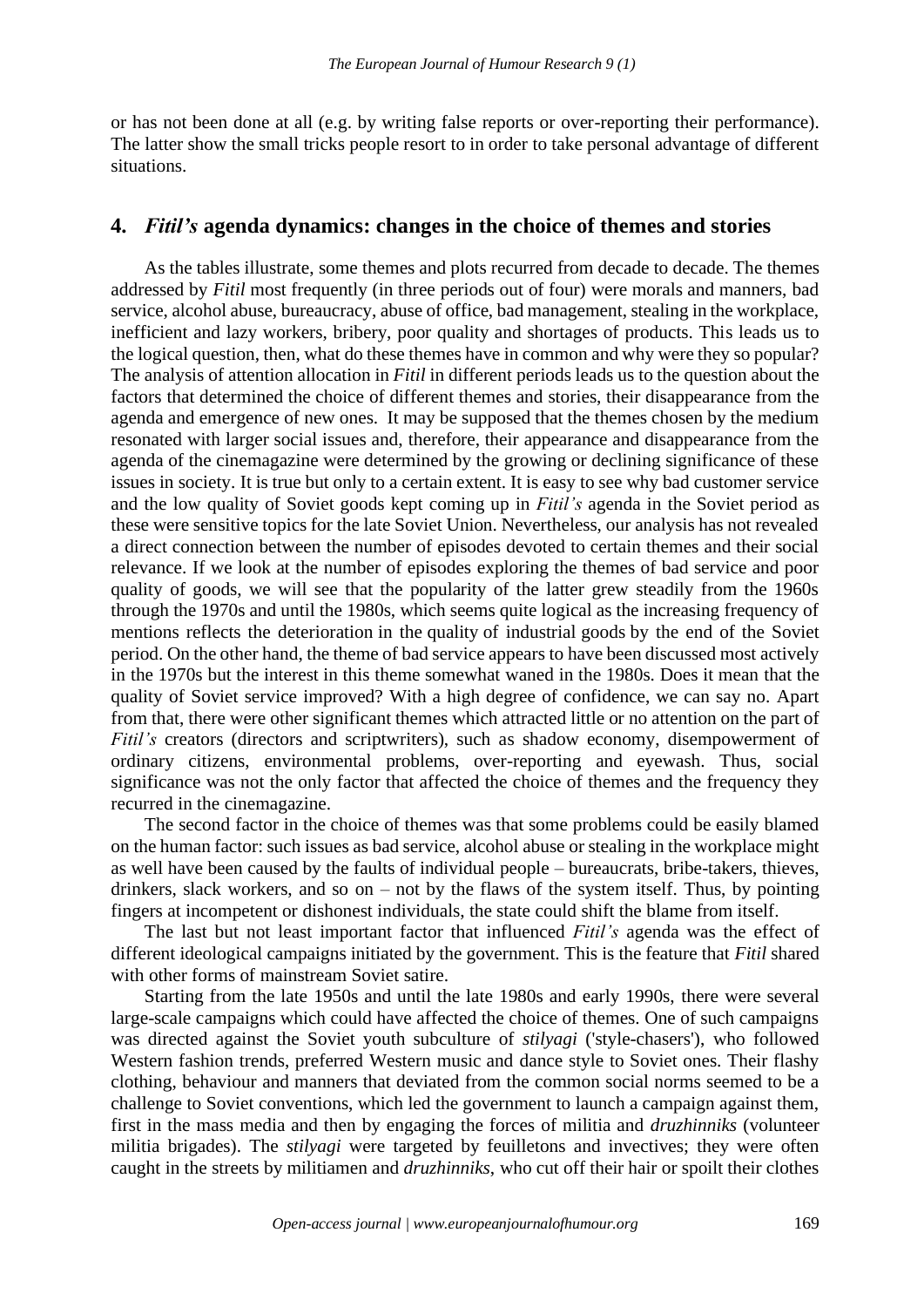or has not been done at all (e.g. by writing false reports or over-reporting their performance). The latter show the small tricks people resort to in order to take personal advantage of different situations.

## 4. *Fitil's* agenda dynamics: changes in the choice of themes and stories

As the tables illustrate, some themes and plots recurred from decade to decade. The themes addressed by *Fitil* most frequently (in three periods out of four) were morals and manners, bad service, alcohol abuse, bureaucracy, abuse of office, bad management, stealing in the workplace, inefficient and lazy workers, bribery, poor quality and shortages of products. This leads us to the logical question, then, what do these themes have in common and why were they so popular? The analysis of attention allocation in *Fitil* in different periods leads us to the question about the factors that determined the choice of different themes and stories, their disappearance from the agenda and emergence of new ones. It may be supposed that the themes chosen by the medium resonated with larger social issues and, therefore, their appearance and disappearance from the agenda of the cinemagazine were determined by the growing or declining significance of these issues in society. It is true but only to a certain extent. It is easy to see why bad customer service and the low quality of Soviet goods kept coming up in *Fitil's* agenda in the Soviet period as these were sensitive topics for the late Soviet Union. Nevertheless, our analysis has not revealed a direct connection between the number of episodes devoted to certain themes and their social relevance. If we look at the number of episodes exploring the themes of bad service and poor quality of goods, we will see that the popularity of the latter grew steadily from the 1960s through the 1970s and until the 1980s, which seems quite logical as the increasing frequency of mentions reflects the deterioration in the quality of industrial goods by the end of the Soviet period. On the other hand, the theme of bad service appears to have been discussed most actively in the 1970s but the interest in this theme somewhat waned in the 1980s. Does it mean that the quality of Soviet service improved? With a high degree of confidence, we can say no. Apart from that, there were other significant themes which attracted little or no attention on the part of *Fitil's* creators (directors and scriptwriters), such as shadow economy, disempowerment of ordinary citizens, environmental problems, over-reporting and eyewash. Thus, social significance was not the only factor that affected the choice of themes and the frequency they recurred in the cinemagazine.

The second factor in the choice of themes was that some problems could be easily blamed on the human factor: such issues as bad service, alcohol abuse or stealing in the workplace might as well have been caused by the faults of individual people – bureaucrats, bribe-takers, thieves, drinkers, slack workers, and so on – not by the flaws of the system itself. Thus, by pointing fingers at incompetent or dishonest individuals, the state could shift the blame from itself.

The last but not least important factor that influenced *Fitil's* agenda was the effect of different ideological campaigns initiated by the government. This is the feature that *Fitil* shared with other forms of mainstream Soviet satire.

Starting from the late 1950s and until the late 1980s and early 1990s, there were several large-scale campaigns which could have affected the choice of themes. One of such campaigns was directed against the Soviet youth subculture of *stilyagi* ('style-chasers'), who followed Western fashion trends, preferred Western music and dance style to Soviet ones. Their flashy clothing, behaviour and manners that deviated from the common social norms seemed to be a challenge to Soviet conventions, which led the government to launch a campaign against them, first in the mass media and then by engaging the forces of militia and *druzhinniks* (volunteer militia brigades). The *stilyagi* were targeted by feuilletons and invectives; they were often caught in the streets by militiamen and *druzhinniks*, who cut off their hair or spoilt their clothes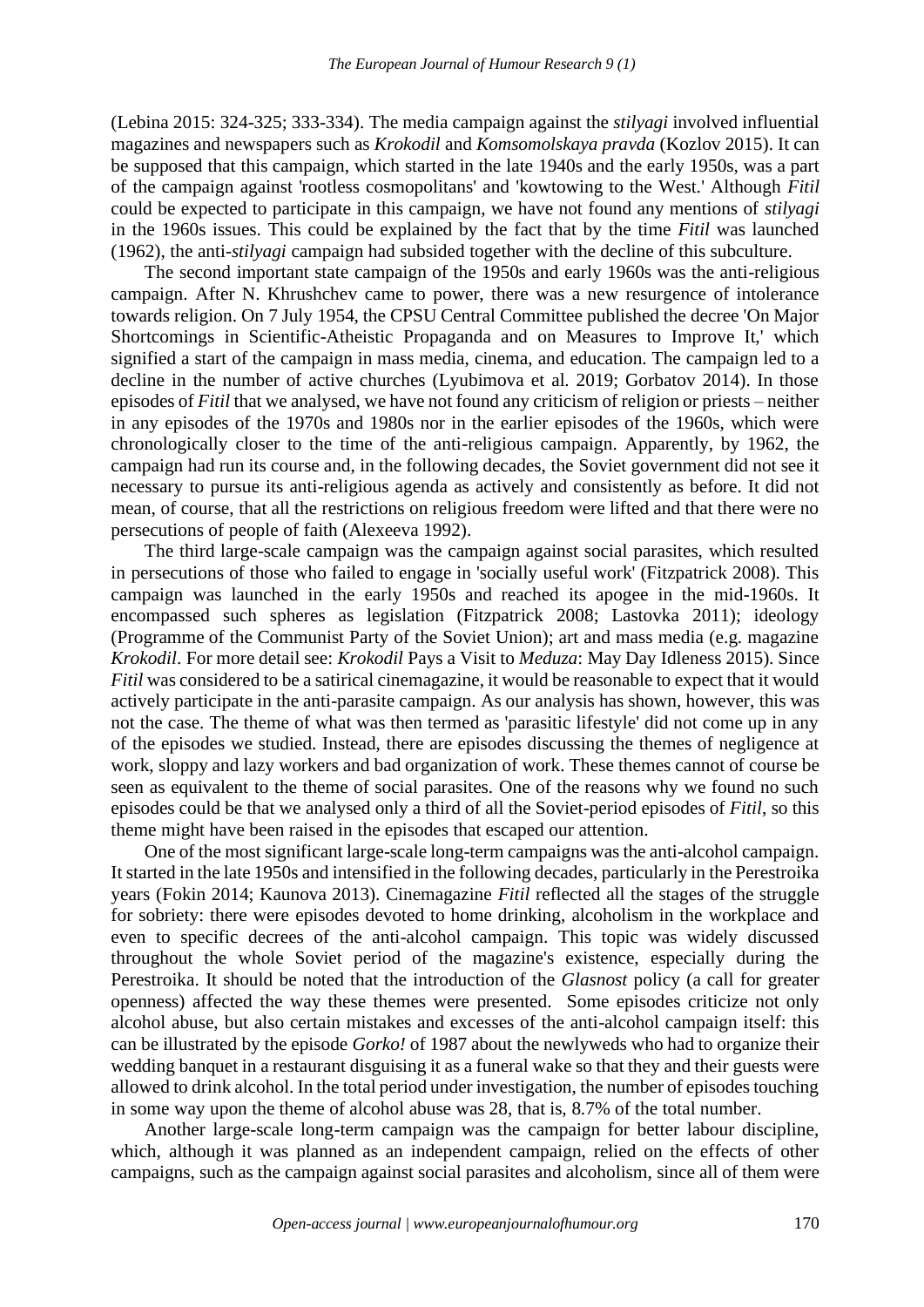(Lebina 2015: 324-325; 333-334). The media campaign against the *stilyagi* involved influential magazines and newspapers such as *Krokodil* and *Komsomolskaya pravda* (Kozlov 2015). It can be supposed that this campaign, which started in the late 1940s and the early 1950s, was a part of the campaign against 'rootless cosmopolitans' and 'kowtowing to the West.' Although *Fitil* could be expected to participate in this campaign, we have not found any mentions of *stilyagi* in the 1960s issues. This could be explained by the fact that by the time *Fitil* was launched (1962), the anti-*stilyagi* campaign had subsided together with the decline of this subculture.

The second important state campaign of the 1950s and early 1960s was the anti-religious campaign. After N. Khrushchev came to power, there was a new resurgence of intolerance towards religion. On 7 July 1954, the CPSU Central Committee published the decree 'On Major Shortcomings in Scientific-Atheistic Propaganda and on Measures to Improve It,' which signified a start of the campaign in mass media, cinema, and education. The campaign led to a decline in the number of active churches (Lyubimova et al. 2019; Gorbatov 2014). In those episodes of *Fitil* that we analysed, we have not found any criticism of religion or priests – neither in any episodes of the 1970s and 1980s nor in the earlier episodes of the 1960s, which were chronologically closer to the time of the anti-religious campaign. Apparently, by 1962, the campaign had run its course and, in the following decades, the Soviet government did not see it necessary to pursue its anti-religious agenda as actively and consistently as before. It did not mean, of course, that all the restrictions on religious freedom were lifted and that there were no persecutions of people of faith (Alexeeva 1992).

The third large-scale campaign was the campaign against social parasites, which resulted in persecutions of those who failed to engage in 'socially useful work' (Fitzpatrick 2008). This campaign was launched in the early 1950s and reached its apogee in the mid-1960s. It encompassed such spheres as legislation (Fitzpatrick 2008; Lastovka 2011); ideology (Programme of the Communist Party of the Soviet Union); art and mass media (e.g. magazine *Krokodil*. For more detail see: *Krokodil* Pays a Visit to *Meduza*: May Day Idleness 2015). Since *Fitil* was considered to be a satirical cinemagazine, it would be reasonable to expect that it would actively participate in the anti-parasite campaign. As our analysis has shown, however, this was not the case. The theme of what was then termed as 'parasitic lifestyle' did not come up in any of the episodes we studied. Instead, there are episodes discussing the themes of negligence at work, sloppy and lazy workers and bad organization of work. These themes cannot of course be seen as equivalent to the theme of social parasites. One of the reasons why we found no such episodes could be that we analysed only a third of all the Soviet-period episodes of *Fitil*, so this theme might have been raised in the episodes that escaped our attention.

One of the most significant large-scale long-term campaigns was the anti-alcohol campaign. It started in the late 1950s and intensified in the following decades, particularly in the Perestroika years (Fokin 2014; Kaunova 2013). Cinemagazine *Fitil* reflected all the stages of the struggle for sobriety: there were episodes devoted to home drinking, alcoholism in the workplace and even to specific decrees of the anti-alcohol campaign. This topic was widely discussed throughout the whole Soviet period of the magazine's existence, especially during the Perestroika. It should be noted that the introduction of the *Glasnost* policy (a call for greater openness) affected the way these themes were presented. Some episodes criticize not only alcohol abuse, but also certain mistakes and excesses of the anti-alcohol campaign itself: this can be illustrated by the episode *Gorko!* of 1987 about the newlyweds who had to organize their wedding banquet in a restaurant disguising it as a funeral wake so that they and their guests were allowed to drink alcohol. In the total period under investigation, the number of episodes touching in some way upon the theme of alcohol abuse was 28, that is, 8.7% of the total number.

Another large-scale long-term campaign was the campaign for better labour discipline, which, although it was planned as an independent campaign, relied on the effects of other campaigns, such as the campaign against social parasites and alcoholism, since all of them were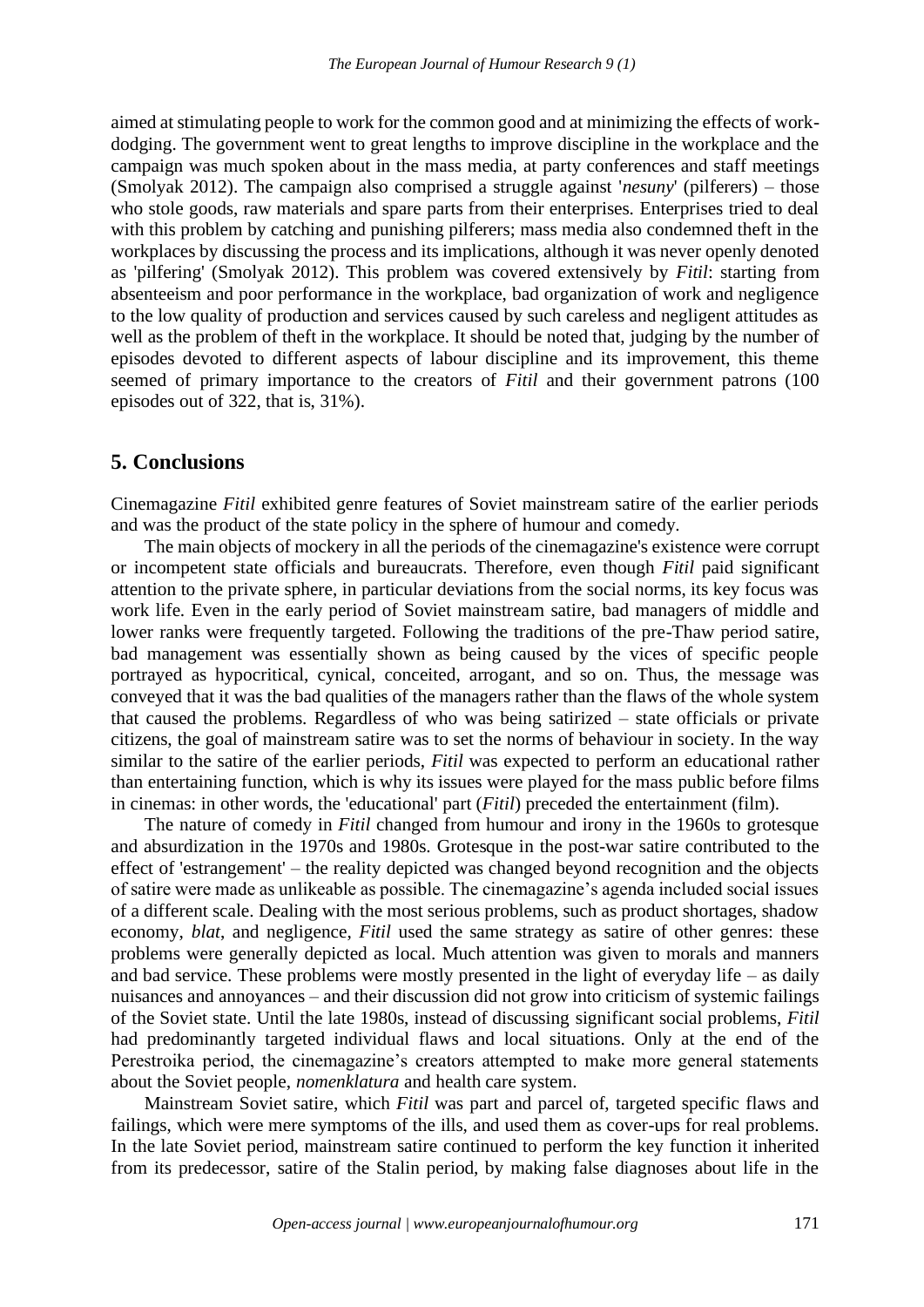aimed at stimulating people to work for the common good and at minimizing the effects of work-dodging. The government went to great lengths to improve discipline in the workplace and the campaign was much spoken about in the mass media, at party conferences and staff meetings (Smolyak 2012). The campaign also comprised a struggle against '*nesuny*' (pilferers) – those who stole goods, raw materials and spare parts from their enterprises. Enterprises tried to deal with this problem by catching and punishing pilferers; mass media also condemned theft in the workplaces by discussing the process and its implications, although it was never openly denoted as 'pilfering' (Smolyak 2012). This problem was covered extensively by *Fitil*: starting from absenteeism and poor performance in the workplace, bad organization of work and negligence to the low quality of production and services caused by such careless and negligent attitudes as well as the problem of theft in the workplace. It should be noted that, judging by the number of episodes devoted to different aspects of labour discipline and its improvement, this theme seemed of primary importance to the creators of *Fitil* and their government patrons (100 episodes out of 322, that is, 31%).

## 5. Conclusions

Cinemagazine *Fitil* exhibited genre features of Soviet mainstream satire of the earlier periods and was the product of the state policy in the sphere of humour and comedy.

The main objects of mockery in all the periods of the cinemagazine's existence were corrupt or incompetent state officials and bureaucrats. Therefore, even though *Fitil* paid significant attention to the private sphere, in particular deviations from the social norms, its key focus was work life. Even in the early period of Soviet mainstream satire, bad managers of middle and lower ranks were frequently targeted. Following the traditions of the pre-Thaw period satire, bad management was essentially shown as being caused by the vices of specific people portrayed as hypocritical, cynical, conceited, arrogant, and so on. Thus, the message was conveyed that it was the bad qualities of the managers rather than the flaws of the whole system that caused the problems. Regardless of who was being satirized – state officials or private citizens, the goal of mainstream satire was to set the norms of behaviour in society. In the way similar to the satire of the earlier periods, *Fitil* was expected to perform an educational rather than entertaining function, which is why its issues were played for the mass public before films in cinemas: in other words, the 'educational' part (*Fitil*) preceded the entertainment (film).

The nature of comedy in *Fitil* changed from humour and irony in the 1960s to grotesque and absurdization in the 1970s and 1980s. Grotesque in the post-war satire contributed to the effect of 'estrangement' – the reality depicted was changed beyond recognition and the objects of satire were made as unlikeable as possible. The cinemagazine's agenda included social issues of a different scale. Dealing with the most serious problems, such as product shortages, shadow economy, *blat*, and negligence, *Fitil* used the same strategy as satire of other genres: these problems were generally depicted as local. Much attention was given to morals and manners and bad service. These problems were mostly presented in the light of everyday life – as daily nuisances and annoyances – and their discussion did not grow into criticism of systemic failings of the Soviet state. Until the late 1980s, instead of discussing significant social problems, *Fitil* had predominantly targeted individual flaws and local situations. Only at the end of the Perestroika period, the cinemagazine's creators attempted to make more general statements about the Soviet people, *nomenklatura* and health care system.

Mainstream Soviet satire, which *Fitil* was part and parcel of, targeted specific flaws and failings, which were mere symptoms of the ills, and used them as cover-ups for real problems. In the late Soviet period, mainstream satire continued to perform the key function it inherited from its predecessor, satire of the Stalin period, by making false diagnoses about life in the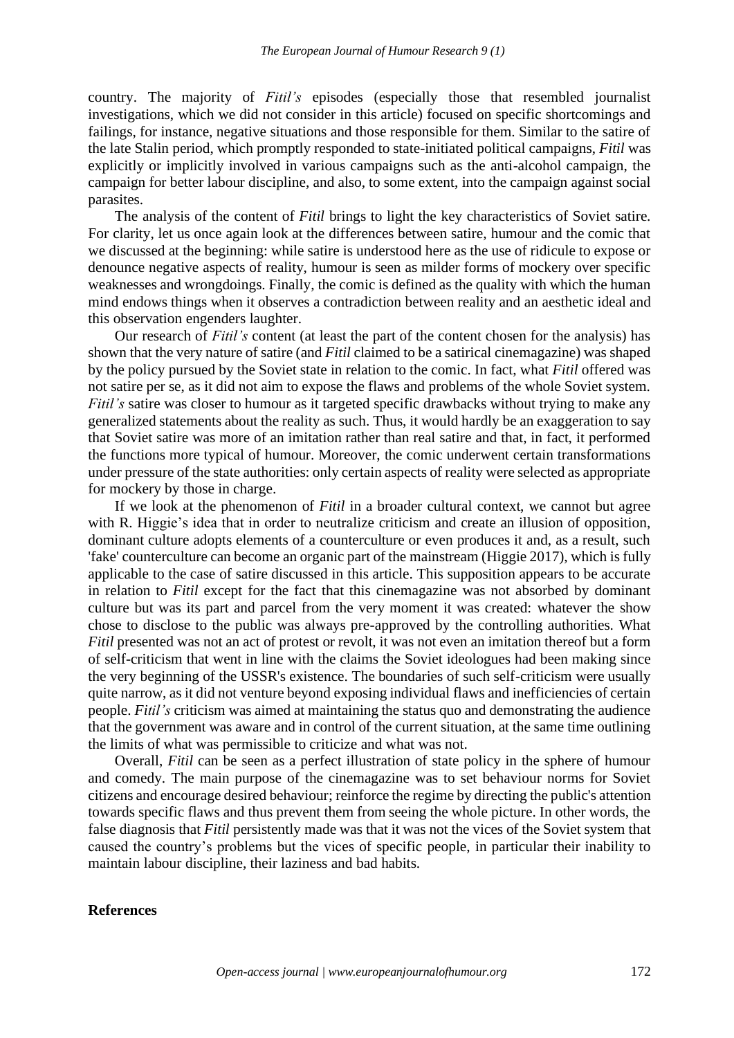country. The majority of *Fitil's* episodes (especially those that resembled journalist investigations, which we did not consider in this article) focused on specific shortcomings and failings, for instance, negative situations and those responsible for them. Similar to the satire of the late Stalin period, which promptly responded to state-initiated political campaigns, *Fitil* was explicitly or implicitly involved in various campaigns such as the anti-alcohol campaign, the campaign for better labour discipline, and also, to some extent, into the campaign against social parasites.

The analysis of the content of *Fitil* brings to light the key characteristics of Soviet satire. For clarity, let us once again look at the differences between satire, humour and the comic that we discussed at the beginning: while satire is understood here as the use of ridicule to expose or denounce negative aspects of reality, humour is seen as milder forms of mockery over specific weaknesses and wrongdoings. Finally, the comic is defined as the quality with which the human mind endows things when it observes a contradiction between reality and an aesthetic ideal and this observation engenders laughter.

Our research of *Fitil's* content (at least the part of the content chosen for the analysis) has shown that the very nature of satire (and *Fitil* claimed to be a satirical cinemagazine) was shaped by the policy pursued by the Soviet state in relation to the comic. In fact, what *Fitil* offered was not satire per se, as it did not aim to expose the flaws and problems of the whole Soviet system. *Fitil's* satire was closer to humour as it targeted specific drawbacks without trying to make any generalized statements about the reality as such. Thus, it would hardly be an exaggeration to say that Soviet satire was more of an imitation rather than real satire and that, in fact, it performed the functions more typical of humour. Moreover, the comic underwent certain transformations under pressure of the state authorities: only certain aspects of reality were selected as appropriate for mockery by those in charge.

If we look at the phenomenon of *Fitil* in a broader cultural context, we cannot but agree with R. Higgie's idea that in order to neutralize criticism and create an illusion of opposition, dominant culture adopts elements of a counterculture or even produces it and, as a result, such 'fake' counterculture can become an organic part of the mainstream (Higgie 2017), which is fully applicable to the case of satire discussed in this article. This supposition appears to be accurate in relation to *Fitil* except for the fact that this cinemagazine was not absorbed by dominant culture but was its part and parcel from the very moment it was created: whatever the show chose to disclose to the public was always pre-approved by the controlling authorities. What *Fitil* presented was not an act of protest or revolt, it was not even an imitation thereof but a form of self-criticism that went in line with the claims the Soviet ideologues had been making since the very beginning of the USSR's existence. The boundaries of such self-criticism were usually quite narrow, as it did not venture beyond exposing individual flaws and inefficiencies of certain people. *Fitil's* criticism was aimed at maintaining the status quo and demonstrating the audience that the government was aware and in control of the current situation, at the same time outlining the limits of what was permissible to criticize and what was not.

Overall, *Fitil* can be seen as a perfect illustration of state policy in the sphere of humour and comedy. The main purpose of the cinemagazine was to set behaviour norms for Soviet citizens and encourage desired behaviour; reinforce the regime by directing the public's attention towards specific flaws and thus prevent them from seeing the whole picture. In other words, the false diagnosis that *Fitil* persistently made was that it was not the vices of the Soviet system that caused the country's problems but the vices of specific people, in particular their inability to maintain labour discipline, their laziness and bad habits.

**References**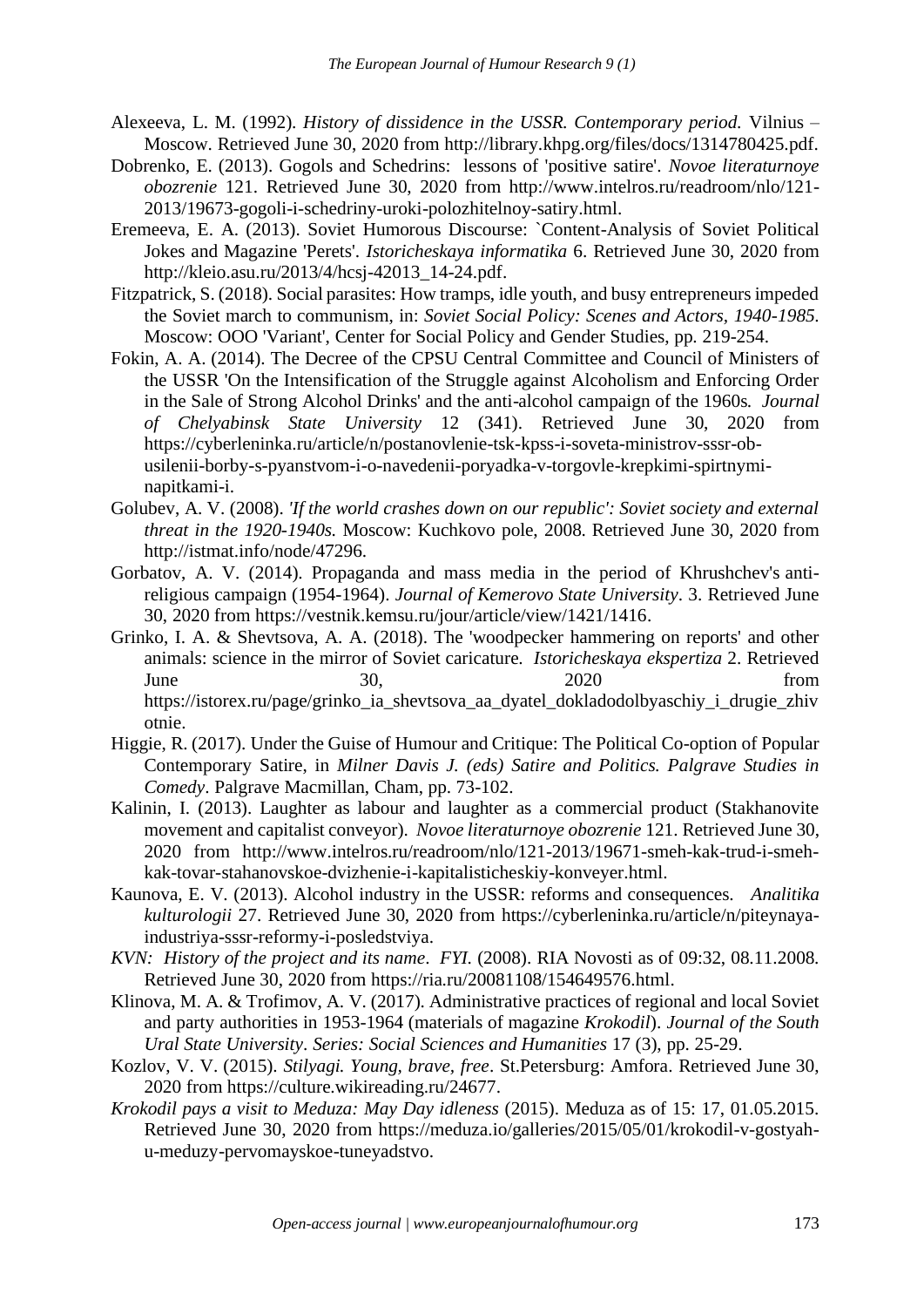Alexeeva, L. M. (1992). *History of dissidence in the USSR. Contemporary period.* Vilnius – Moscow. Retrieved June 30, 2020 from http://library.khpg.org/files/docs/1314780425.pdf.

Dobrenko, E. (2013). Gogols and Schedrins: lessons of 'positive satire'. *Novoe literaturnoye obozrenie* 121. Retrieved June 30, 2020 from http://www.intelros.ru/readroom/nlo/121-2013/19673-gogoli-i-schedriny-uroki-polozhitelnoy-satiry.html.

Eremeeva, E. A. (2013). Soviet Humorous Discourse: `Content-Analysis of Soviet Political Jokes and Magazine 'Perets'. *Istoricheskaya informatika* 6. Retrieved June 30, 2020 from http://kleio.asu.ru/2013/4/hcsj-42013_14-24.pdf.

Fitzpatrick, S. (2018). Social parasites: How tramps, idle youth, and busy entrepreneurs impeded the Soviet march to communism, in: *Soviet Social Policy: Scenes and Actors, 1940-1985.* Moscow: OOO 'Variant', Center for Social Policy and Gender Studies, pp. 219-254.

Fokin, A. A. (2014). The Decree of the CPSU Central Committee and Council of Ministers of the USSR 'On the Intensification of the Struggle against Alcoholism and Enforcing Order in the Sale of Strong Alcohol Drinks' and the anti-alcohol campaign of the 1960s. *Journal of Chelyabinsk State University* 12 (341). Retrieved June 30, 2020 from https://cyberleninka.ru/article/n/postanovlenie-tsk-kpss-i-soveta-ministrov-sssr-ob-usilenii-borby-s-pyanstvom-i-o-navedenii-poryadka-v-torgovle-krepkimi-spirtnymi-napitkami-i.

Golubev, A. V. (2008). *'If the world crashes down on our republic': Soviet society and external threat in the 1920-1940s.* Moscow: Kuchkovo pole, 2008. Retrieved June 30, 2020 from http://istmat.info/node/47296.

Gorbatov, A. V. (2014). Propaganda and mass media in the period of Khrushchev's anti-religious campaign (1954-1964). *Journal of Kemerovo State University*. 3. Retrieved June 30, 2020 from https://vestnik.kemsu.ru/jour/article/view/1421/1416.

Grinko, I. A. & Shevtsova, A. A. (2018). The 'woodpecker hammering on reports' and other animals: science in the mirror of Soviet caricature. *Istoricheskaya ekspertiza* 2. Retrieved June 30, 2020 from https://istorex.ru/page/grinko_ia_shevtsova_aa_dyatel_dokladodolbyaschiy_i_drugie_zhivotnie.

Higgie, R. (2017). Under the Guise of Humour and Critique: The Political Co-option of Popular Contemporary Satire, in *Milner Davis J. (eds) Satire and Politics. Palgrave Studies in Comedy*. Palgrave Macmillan, Cham, pp. 73-102.

Kalinin, I. (2013). Laughter as labour and laughter as a commercial product (Stakhanovite movement and capitalist conveyor). *Novoe literaturnoye obozrenie* 121. Retrieved June 30, 2020 from http://www.intelros.ru/readroom/nlo/121-2013/19671-smeh-kak-trud-i-smeh-kak-tovar-stahanovskoe-dvizhenie-i-kapitalisticheskiy-konveyer.html.

Kaunova, E. V. (2013). Alcohol industry in the USSR: reforms and consequences. *Analitika kulturologii* 27. Retrieved June 30, 2020 from https://cyberleninka.ru/article/n/piteynaya-industriya-sssr-reformy-i-posledstviya.

*KVN: History of the project and its name. FYI.* (2008). RIA Novosti as of 09:32, 08.11.2008. Retrieved June 30, 2020 from https://ria.ru/20081108/154649576.html.

Klinova, M. A. & Trofimov, A. V. (2017). Administrative practices of regional and local Soviet and party authorities in 1953-1964 (materials of magazine *Krokodil*). *Journal of the South Ural State University*. *Series: Social Sciences and Humanities* 17 (3), pp. 25-29.

Kozlov, V. V. (2015). *Stilyagi. Young, brave, free*. St.Petersburg: Amfora. Retrieved June 30, 2020 from https://culture.wikireading.ru/24677.

*Krokodil pays a visit to Meduza: May Day idleness* (2015). Meduza as of 15: 17, 01.05.2015. Retrieved June 30, 2020 from https://meduza.io/galleries/2015/05/01/krokodil-v-gostyah-u-meduzy-pervomayskoe-tuneyadstvo.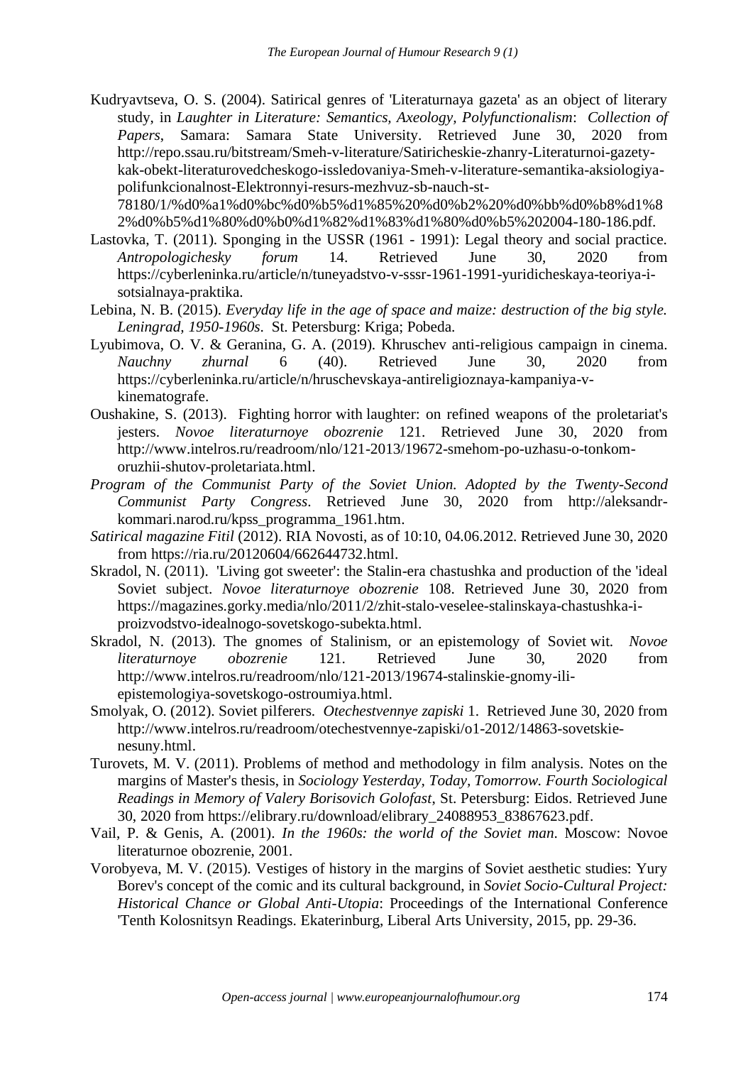Kudryavtseva, O. S. (2004). Satirical genres of 'Literaturnaya gazeta' as an object of literary study, in *Laughter in Literature: Semantics, Axeology, Polyfunctionalism: Collection of Papers*, Samara: Samara State University. Retrieved June 30, 2020 from http://repo.ssau.ru/bitstream/Smeh-v-literature/Satiricheskie-zhanry-Literaturnoi-gazety-kak-obekt-literaturovedcheskogo-issledovaniya-Smeh-v-literature-semantika-aksiologiya-polifunkcionalnost-Elektronnyi-resurs-mezhvuz-sb-nauch-st-78180/1/%d0%a1%d0%bc%d0%b5%d1%85%20%d0%b2%20%d0%bb%d0%b8%d1%82%d0%b5%d1%80%d0%b0%d1%82%d1%83%d1%80%d0%b5%202004-180-186.pdf.

Lastovka, T. (2011). Sponging in the USSR (1961 - 1991): Legal theory and social practice. *Antropologichesky forum* 14. Retrieved June 30, 2020 from https://cyberleninka.ru/article/n/tuneyadstvo-v-sssr-1961-1991-yuridicheskaya-teoriya-i-sotsialnaya-praktika.

Lebina, N. B. (2015). *Everyday life in the age of space and maize: destruction of the big style. Leningrad, 1950-1960s*. St. Petersburg: Kriga; Pobeda.

Lyubimova, O. V. & Geranina, G. A. (2019). Khruschev anti-religious campaign in cinema. *Nauchny zhurnal* 6 (40). Retrieved June 30, 2020 from https://cyberleninka.ru/article/n/hruschevskaya-antireligioznaya-kampaniya-v-kinematografe.

Oushakine, S. (2013). Fighting horror with laughter: on refined weapons of the proletariat's jesters. *Novoe literaturnoye obozrenie* 121. Retrieved June 30, 2020 from http://www.intelros.ru/readroom/nlo/121-2013/19672-smehom-po-uzhasu-o-tonkom-oruzhii-shutov-proletariata.html.

*Program of the Communist Party of the Soviet Union. Adopted by the Twenty-Second Communist Party Congress*. Retrieved June 30, 2020 from http://aleksandr-kommari.narod.ru/kpss_programma_1961.htm.

*Satirical magazine Fitil* (2012). RIA Novosti, as of 10:10, 04.06.2012. Retrieved June 30, 2020 from https://ria.ru/20120604/662644732.html.

Skradol, N. (2011). 'Living got sweeter': the Stalin-era chastushka and production of the 'ideal Soviet subject. *Novoe literaturnoye obozrenie* 108. Retrieved June 30, 2020 from https://magazines.gorky.media/nlo/2011/2/zhit-stalo-veselee-stalinskaya-chastushka-i-proizvodstvo-idealnogo-sovetskogo-subekta.html.

Skradol, N. (2013). The gnomes of Stalinism, or an epistemology of Soviet wit. *Novoe literaturnoye obozrenie* 121. Retrieved June 30, 2020 from http://www.intelros.ru/readroom/nlo/121-2013/19674-stalinskie-gnomy-ili-epistemologiya-sovetskogo-ostroumiya.html.

Smolyak, O. (2012). Soviet pilferers. *Otechestvennye zapiski* 1. Retrieved June 30, 2020 from http://www.intelros.ru/readroom/otechestvennye-zapiski/o1-2012/14863-sovetskie-nesuny.html.

Turovets, M. V. (2011). Problems of method and methodology in film analysis. Notes on the margins of Master's thesis, in *Sociology Yesterday, Today, Tomorrow. Fourth Sociological Readings in Memory of Valery Borisovich Golofast*, St. Petersburg: Eidos. Retrieved June 30, 2020 from https://elibrary.ru/download/elibrary_24088953_83867623.pdf.

Vail, P. & Genis, A. (2001). *In the 1960s: the world of the Soviet man*. Moscow: Novoe literaturnoe obozrenie, 2001.

Vorobyeva, M. V. (2015). Vestiges of history in the margins of Soviet aesthetic studies: Yury Borev's concept of the comic and its cultural background, in *Soviet Socio-Cultural Project: Historical Chance or Global Anti-Utopia*: Proceedings of the International Conference 'Tenth Kolosnitsyn Readings. Ekaterinburg, Liberal Arts University, 2015, pp. 29-36.